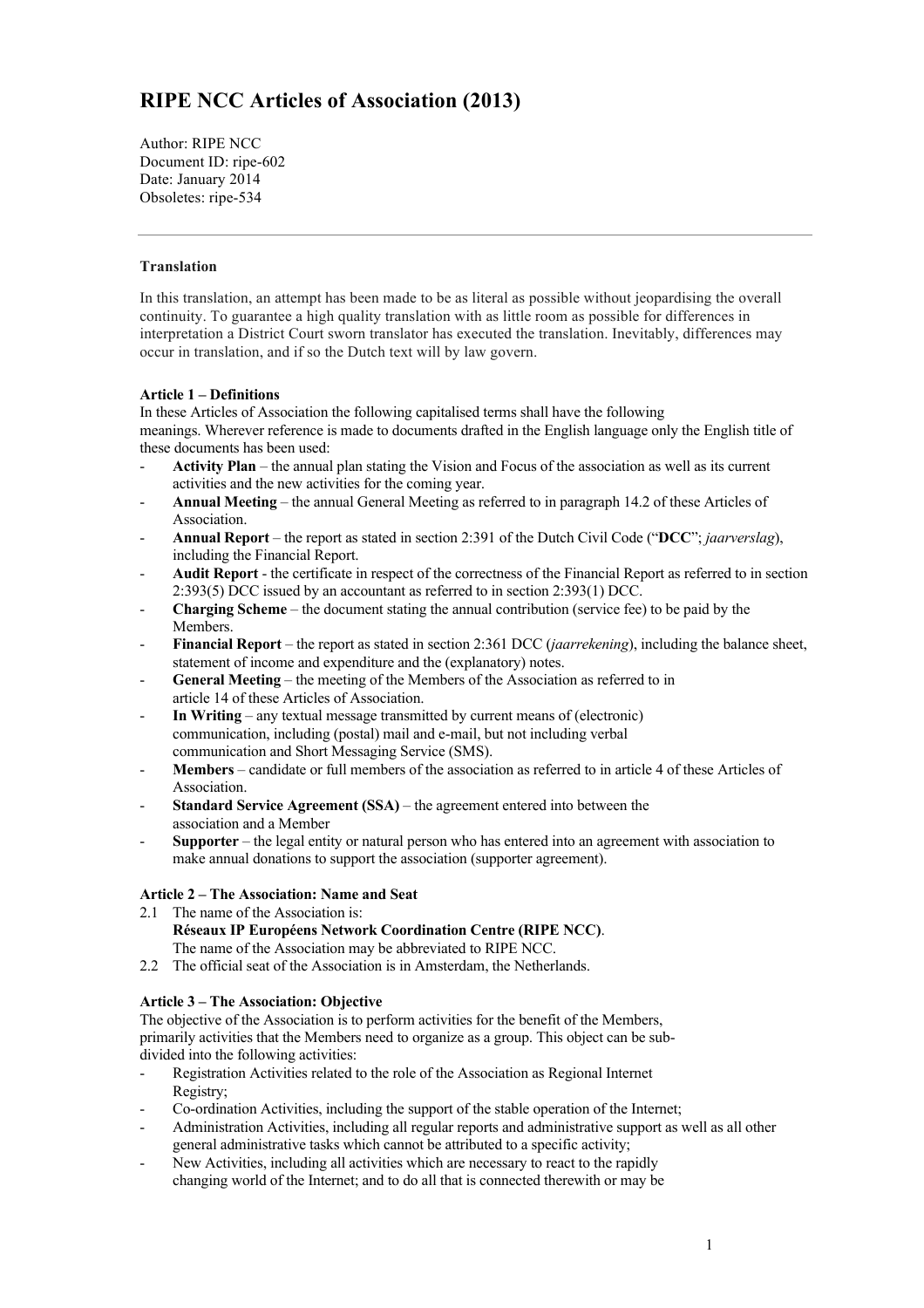# RIPE NCC Articles of Association (2013)

Author: RIPE NCC
Document ID: ripe-602
Date: January 2014
Obsoletes: ripe-534

---

**Translation**

In this translation, an attempt has been made to be as literal as possible without jeopardising the overall continuity. To guarantee a high quality translation with as little room as possible for differences in interpretation a District Court sworn translator has executed the translation. Inevitably, differences may occur in translation, and if so the Dutch text will by law govern.

**Article 1 – Definitions**

In these Articles of Association the following capitalised terms shall have the following meanings. Wherever reference is made to documents drafted in the English language only the English title of these documents has been used:

- **Activity Plan** – the annual plan stating the Vision and Focus of the association as well as its current activities and the new activities for the coming year.
- **Annual Meeting** – the annual General Meeting as referred to in paragraph 14.2 of these Articles of Association.
- **Annual Report** – the report as stated in section 2:391 of the Dutch Civil Code ("**DCC**"; *jaarverslag*), including the Financial Report.
- **Audit Report** - the certificate in respect of the correctness of the Financial Report as referred to in section 2:393(5) DCC issued by an accountant as referred to in section 2:393(1) DCC.
- **Charging Scheme** – the document stating the annual contribution (service fee) to be paid by the Members.
- **Financial Report** – the report as stated in section 2:361 DCC (*jaarrekening*), including the balance sheet, statement of income and expenditure and the (explanatory) notes.
- **General Meeting** – the meeting of the Members of the Association as referred to in article 14 of these Articles of Association.
- **In Writing** – any textual message transmitted by current means of (electronic) communication, including (postal) mail and e-mail, but not including verbal communication and Short Messaging Service (SMS).
- **Members** – candidate or full members of the association as referred to in article 4 of these Articles of Association.
- **Standard Service Agreement (SSA)** – the agreement entered into between the association and a Member
- **Supporter** – the legal entity or natural person who has entered into an agreement with association to make annual donations to support the association (supporter agreement).

**Article 2 – The Association: Name and Seat**

2.1 The name of the Association is:
**Réseaux IP Européens Network Coordination Centre (RIPE NCC)**.
The name of the Association may be abbreviated to RIPE NCC.

2.2 The official seat of the Association is in Amsterdam, the Netherlands.

**Article 3 – The Association: Objective**

The objective of the Association is to perform activities for the benefit of the Members, primarily activities that the Members need to organize as a group. This object can be sub-divided into the following activities:

- Registration Activities related to the role of the Association as Regional Internet Registry;
- Co-ordination Activities, including the support of the stable operation of the Internet;
- Administration Activities, including all regular reports and administrative support as well as all other general administrative tasks which cannot be attributed to a specific activity;
- New Activities, including all activities which are necessary to react to the rapidly changing world of the Internet; and to do all that is connected therewith or may be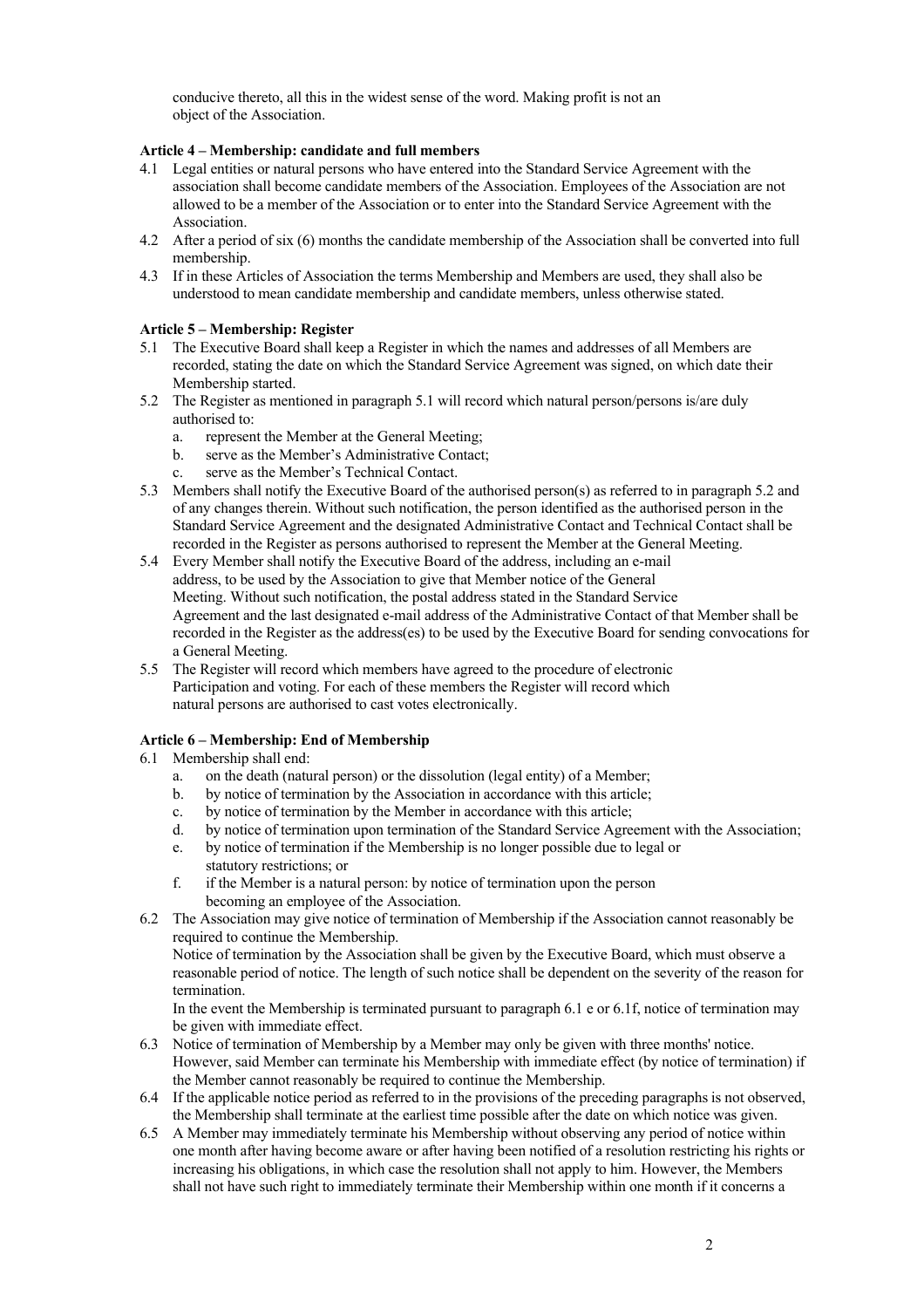conducive thereto, all this in the widest sense of the word. Making profit is not an object of the Association.

**Article 4 – Membership: candidate and full members**

4.1 Legal entities or natural persons who have entered into the Standard Service Agreement with the association shall become candidate members of the Association. Employees of the Association are not allowed to be a member of the Association or to enter into the Standard Service Agreement with the Association.

4.2 After a period of six (6) months the candidate membership of the Association shall be converted into full membership.

4.3 If in these Articles of Association the terms Membership and Members are used, they shall also be understood to mean candidate membership and candidate members, unless otherwise stated.

**Article 5 – Membership: Register**

5.1 The Executive Board shall keep a Register in which the names and addresses of all Members are recorded, stating the date on which the Standard Service Agreement was signed, on which date their Membership started.

5.2 The Register as mentioned in paragraph 5.1 will record which natural person/persons is/are duly authorised to:

   a. represent the Member at the General Meeting;
   b. serve as the Member's Administrative Contact;
   c. serve as the Member's Technical Contact.

5.3 Members shall notify the Executive Board of the authorised person(s) as referred to in paragraph 5.2 and of any changes therein. Without such notification, the person identified as the authorised person in the Standard Service Agreement and the designated Administrative Contact and Technical Contact shall be recorded in the Register as persons authorised to represent the Member at the General Meeting.

5.4 Every Member shall notify the Executive Board of the address, including an e-mail address, to be used by the Association to give that Member notice of the General Meeting. Without such notification, the postal address stated in the Standard Service Agreement and the last designated e-mail address of the Administrative Contact of that Member shall be recorded in the Register as the address(es) to be used by the Executive Board for sending convocations for a General Meeting.

5.5 The Register will record which members have agreed to the procedure of electronic Participation and voting. For each of these members the Register will record which natural persons are authorised to cast votes electronically.

**Article 6 – Membership: End of Membership**

6.1 Membership shall end:

   a. on the death (natural person) or the dissolution (legal entity) of a Member;
   b. by notice of termination by the Association in accordance with this article;
   c. by notice of termination by the Member in accordance with this article;
   d. by notice of termination upon termination of the Standard Service Agreement with the Association;
   e. by notice of termination if the Membership is no longer possible due to legal or statutory restrictions; or
   f. if the Member is a natural person: by notice of termination upon the person becoming an employee of the Association.

6.2 The Association may give notice of termination of Membership if the Association cannot reasonably be required to continue the Membership.
Notice of termination by the Association shall be given by the Executive Board, which must observe a reasonable period of notice. The length of such notice shall be dependent on the severity of the reason for termination.
In the event the Membership is terminated pursuant to paragraph 6.1 e or 6.1f, notice of termination may be given with immediate effect.

6.3 Notice of termination of Membership by a Member may only be given with three months' notice. However, said Member can terminate his Membership with immediate effect (by notice of termination) if the Member cannot reasonably be required to continue the Membership.

6.4 If the applicable notice period as referred to in the provisions of the preceding paragraphs is not observed, the Membership shall terminate at the earliest time possible after the date on which notice was given.

6.5 A Member may immediately terminate his Membership without observing any period of notice within one month after having become aware or after having been notified of a resolution restricting his rights or increasing his obligations, in which case the resolution shall not apply to him. However, the Members shall not have such right to immediately terminate their Membership within one month if it concerns a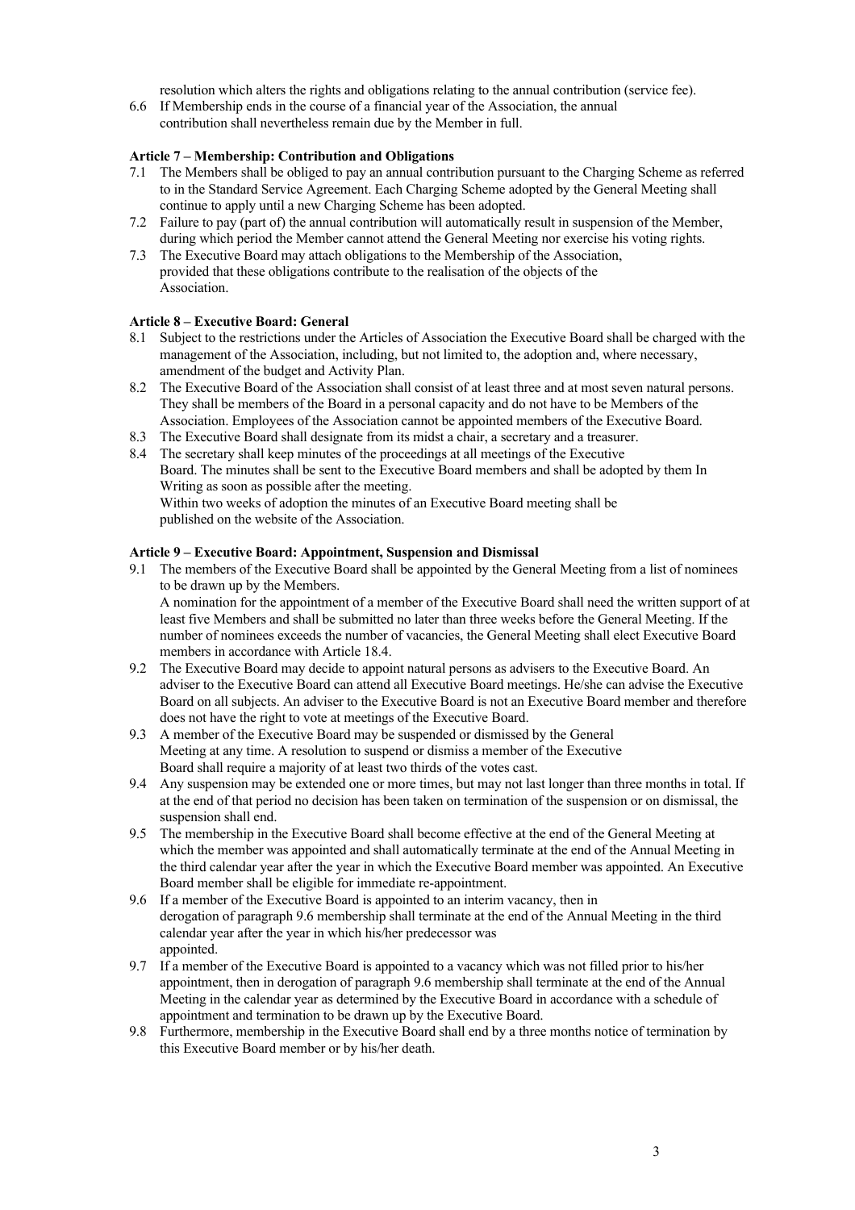resolution which alters the rights and obligations relating to the annual contribution (service fee).

6.6 If Membership ends in the course of a financial year of the Association, the annual contribution shall nevertheless remain due by the Member in full.

**Article 7 – Membership: Contribution and Obligations**

7.1 The Members shall be obliged to pay an annual contribution pursuant to the Charging Scheme as referred to in the Standard Service Agreement. Each Charging Scheme adopted by the General Meeting shall continue to apply until a new Charging Scheme has been adopted.

7.2 Failure to pay (part of) the annual contribution will automatically result in suspension of the Member, during which period the Member cannot attend the General Meeting nor exercise his voting rights.

7.3 The Executive Board may attach obligations to the Membership of the Association, provided that these obligations contribute to the realisation of the objects of the Association.

**Article 8 – Executive Board: General**

8.1 Subject to the restrictions under the Articles of Association the Executive Board shall be charged with the management of the Association, including, but not limited to, the adoption and, where necessary, amendment of the budget and Activity Plan.

8.2 The Executive Board of the Association shall consist of at least three and at most seven natural persons. They shall be members of the Board in a personal capacity and do not have to be Members of the Association. Employees of the Association cannot be appointed members of the Executive Board.

8.3 The Executive Board shall designate from its midst a chair, a secretary and a treasurer.

8.4 The secretary shall keep minutes of the proceedings at all meetings of the Executive Board. The minutes shall be sent to the Executive Board members and shall be adopted by them In Writing as soon as possible after the meeting.
Within two weeks of adoption the minutes of an Executive Board meeting shall be published on the website of the Association.

**Article 9 – Executive Board: Appointment, Suspension and Dismissal**

9.1 The members of the Executive Board shall be appointed by the General Meeting from a list of nominees to be drawn up by the Members.
A nomination for the appointment of a member of the Executive Board shall need the written support of at least five Members and shall be submitted no later than three weeks before the General Meeting. If the number of nominees exceeds the number of vacancies, the General Meeting shall elect Executive Board members in accordance with Article 18.4.

9.2 The Executive Board may decide to appoint natural persons as advisers to the Executive Board. An adviser to the Executive Board can attend all Executive Board meetings. He/she can advise the Executive Board on all subjects. An adviser to the Executive Board is not an Executive Board member and therefore does not have the right to vote at meetings of the Executive Board.

9.3 A member of the Executive Board may be suspended or dismissed by the General Meeting at any time. A resolution to suspend or dismiss a member of the Executive Board shall require a majority of at least two thirds of the votes cast.

9.4 Any suspension may be extended one or more times, but may not last longer than three months in total. If at the end of that period no decision has been taken on termination of the suspension or on dismissal, the suspension shall end.

9.5 The membership in the Executive Board shall become effective at the end of the General Meeting at which the member was appointed and shall automatically terminate at the end of the Annual Meeting in the third calendar year after the year in which the Executive Board member was appointed. An Executive Board member shall be eligible for immediate re-appointment.

9.6 If a member of the Executive Board is appointed to an interim vacancy, then in derogation of paragraph 9.6 membership shall terminate at the end of the Annual Meeting in the third calendar year after the year in which his/her predecessor was appointed.

9.7 If a member of the Executive Board is appointed to a vacancy which was not filled prior to his/her appointment, then in derogation of paragraph 9.6 membership shall terminate at the end of the Annual Meeting in the calendar year as determined by the Executive Board in accordance with a schedule of appointment and termination to be drawn up by the Executive Board.

9.8 Furthermore, membership in the Executive Board shall end by a three months notice of termination by this Executive Board member or by his/her death.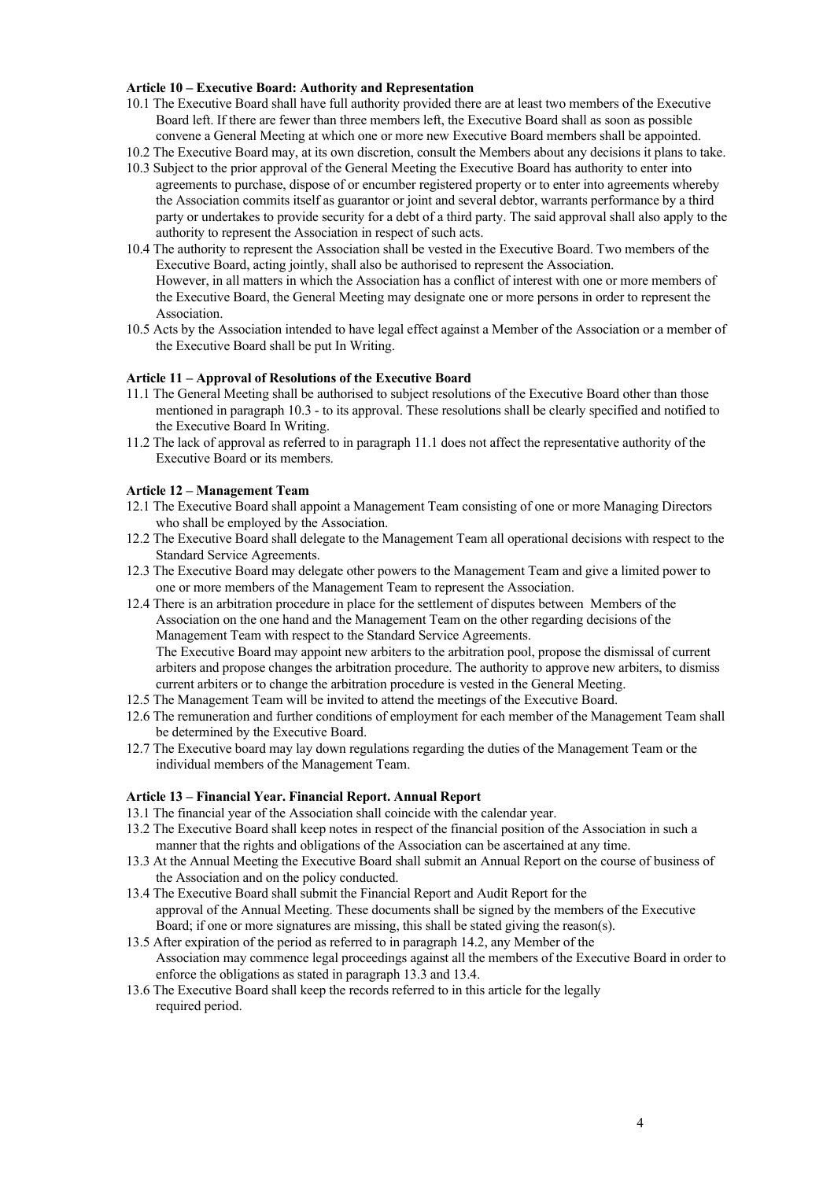**Article 10 – Executive Board: Authority and Representation**

10.1 The Executive Board shall have full authority provided there are at least two members of the Executive Board left. If there are fewer than three members left, the Executive Board shall as soon as possible convene a General Meeting at which one or more new Executive Board members shall be appointed.

10.2 The Executive Board may, at its own discretion, consult the Members about any decisions it plans to take.

10.3 Subject to the prior approval of the General Meeting the Executive Board has authority to enter into agreements to purchase, dispose of or encumber registered property or to enter into agreements whereby the Association commits itself as guarantor or joint and several debtor, warrants performance by a third party or undertakes to provide security for a debt of a third party. The said approval shall also apply to the authority to represent the Association in respect of such acts.

10.4 The authority to represent the Association shall be vested in the Executive Board. Two members of the Executive Board, acting jointly, shall also be authorised to represent the Association.
However, in all matters in which the Association has a conflict of interest with one or more members of the Executive Board, the General Meeting may designate one or more persons in order to represent the Association.

10.5 Acts by the Association intended to have legal effect against a Member of the Association or a member of the Executive Board shall be put In Writing.

**Article 11 – Approval of Resolutions of the Executive Board**

11.1 The General Meeting shall be authorised to subject resolutions of the Executive Board other than those mentioned in paragraph 10.3 - to its approval. These resolutions shall be clearly specified and notified to the Executive Board In Writing.

11.2 The lack of approval as referred to in paragraph 11.1 does not affect the representative authority of the Executive Board or its members.

**Article 12 – Management Team**

12.1 The Executive Board shall appoint a Management Team consisting of one or more Managing Directors who shall be employed by the Association.

12.2 The Executive Board shall delegate to the Management Team all operational decisions with respect to the Standard Service Agreements.

12.3 The Executive Board may delegate other powers to the Management Team and give a limited power to one or more members of the Management Team to represent the Association.

12.4 There is an arbitration procedure in place for the settlement of disputes between Members of the Association on the one hand and the Management Team on the other regarding decisions of the Management Team with respect to the Standard Service Agreements.
The Executive Board may appoint new arbiters to the arbitration pool, propose the dismissal of current arbiters and propose changes the arbitration procedure. The authority to approve new arbiters, to dismiss current arbiters or to change the arbitration procedure is vested in the General Meeting.

12.5 The Management Team will be invited to attend the meetings of the Executive Board.

12.6 The remuneration and further conditions of employment for each member of the Management Team shall be determined by the Executive Board.

12.7 The Executive board may lay down regulations regarding the duties of the Management Team or the individual members of the Management Team.

**Article 13 – Financial Year. Financial Report. Annual Report**

13.1 The financial year of the Association shall coincide with the calendar year.

13.2 The Executive Board shall keep notes in respect of the financial position of the Association in such a manner that the rights and obligations of the Association can be ascertained at any time.

13.3 At the Annual Meeting the Executive Board shall submit an Annual Report on the course of business of the Association and on the policy conducted.

13.4 The Executive Board shall submit the Financial Report and Audit Report for the approval of the Annual Meeting. These documents shall be signed by the members of the Executive Board; if one or more signatures are missing, this shall be stated giving the reason(s).

13.5 After expiration of the period as referred to in paragraph 14.2, any Member of the Association may commence legal proceedings against all the members of the Executive Board in order to enforce the obligations as stated in paragraph 13.3 and 13.4.

13.6 The Executive Board shall keep the records referred to in this article for the legally required period.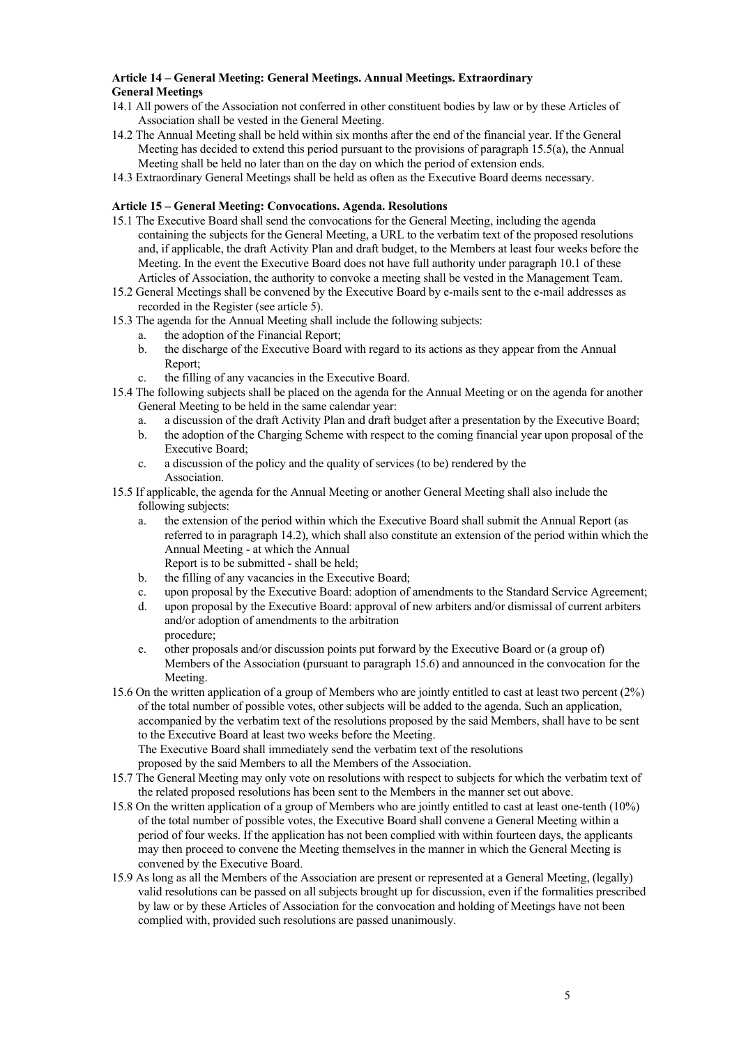**Article 14 – General Meeting: General Meetings. Annual Meetings. Extraordinary General Meetings**

14.1 All powers of the Association not conferred in other constituent bodies by law or by these Articles of Association shall be vested in the General Meeting.

14.2 The Annual Meeting shall be held within six months after the end of the financial year. If the General Meeting has decided to extend this period pursuant to the provisions of paragraph 15.5(a), the Annual Meeting shall be held no later than on the day on which the period of extension ends.

14.3 Extraordinary General Meetings shall be held as often as the Executive Board deems necessary.

**Article 15 – General Meeting: Convocations. Agenda. Resolutions**

15.1 The Executive Board shall send the convocations for the General Meeting, including the agenda containing the subjects for the General Meeting, a URL to the verbatim text of the proposed resolutions and, if applicable, the draft Activity Plan and draft budget, to the Members at least four weeks before the Meeting. In the event the Executive Board does not have full authority under paragraph 10.1 of these Articles of Association, the authority to convoke a meeting shall be vested in the Management Team.

15.2 General Meetings shall be convened by the Executive Board by e-mails sent to the e-mail addresses as recorded in the Register (see article 5).

15.3 The agenda for the Annual Meeting shall include the following subjects:

a. the adoption of the Financial Report;
b. the discharge of the Executive Board with regard to its actions as they appear from the Annual Report;
c. the filling of any vacancies in the Executive Board.

15.4 The following subjects shall be placed on the agenda for the Annual Meeting or on the agenda for another General Meeting to be held in the same calendar year:

a. a discussion of the draft Activity Plan and draft budget after a presentation by the Executive Board;
b. the adoption of the Charging Scheme with respect to the coming financial year upon proposal of the Executive Board;
c. a discussion of the policy and the quality of services (to be) rendered by the Association.

15.5 If applicable, the agenda for the Annual Meeting or another General Meeting shall also include the following subjects:

a. the extension of the period within which the Executive Board shall submit the Annual Report (as referred to in paragraph 14.2), which shall also constitute an extension of the period within which the Annual Meeting - at which the Annual Report is to be submitted - shall be held;
b. the filling of any vacancies in the Executive Board;
c. upon proposal by the Executive Board: adoption of amendments to the Standard Service Agreement;
d. upon proposal by the Executive Board: approval of new arbiters and/or dismissal of current arbiters and/or adoption of amendments to the arbitration procedure;
e. other proposals and/or discussion points put forward by the Executive Board or (a group of) Members of the Association (pursuant to paragraph 15.6) and announced in the convocation for the Meeting.

15.6 On the written application of a group of Members who are jointly entitled to cast at least two percent (2%) of the total number of possible votes, other subjects will be added to the agenda. Such an application, accompanied by the verbatim text of the resolutions proposed by the said Members, shall have to be sent to the Executive Board at least two weeks before the Meeting.
The Executive Board shall immediately send the verbatim text of the resolutions proposed by the said Members to all the Members of the Association.

15.7 The General Meeting may only vote on resolutions with respect to subjects for which the verbatim text of the related proposed resolutions has been sent to the Members in the manner set out above.

15.8 On the written application of a group of Members who are jointly entitled to cast at least one-tenth (10%) of the total number of possible votes, the Executive Board shall convene a General Meeting within a period of four weeks. If the application has not been complied with within fourteen days, the applicants may then proceed to convene the Meeting themselves in the manner in which the General Meeting is convened by the Executive Board.

15.9 As long as all the Members of the Association are present or represented at a General Meeting, (legally) valid resolutions can be passed on all subjects brought up for discussion, even if the formalities prescribed by law or by these Articles of Association for the convocation and holding of Meetings have not been complied with, provided such resolutions are passed unanimously.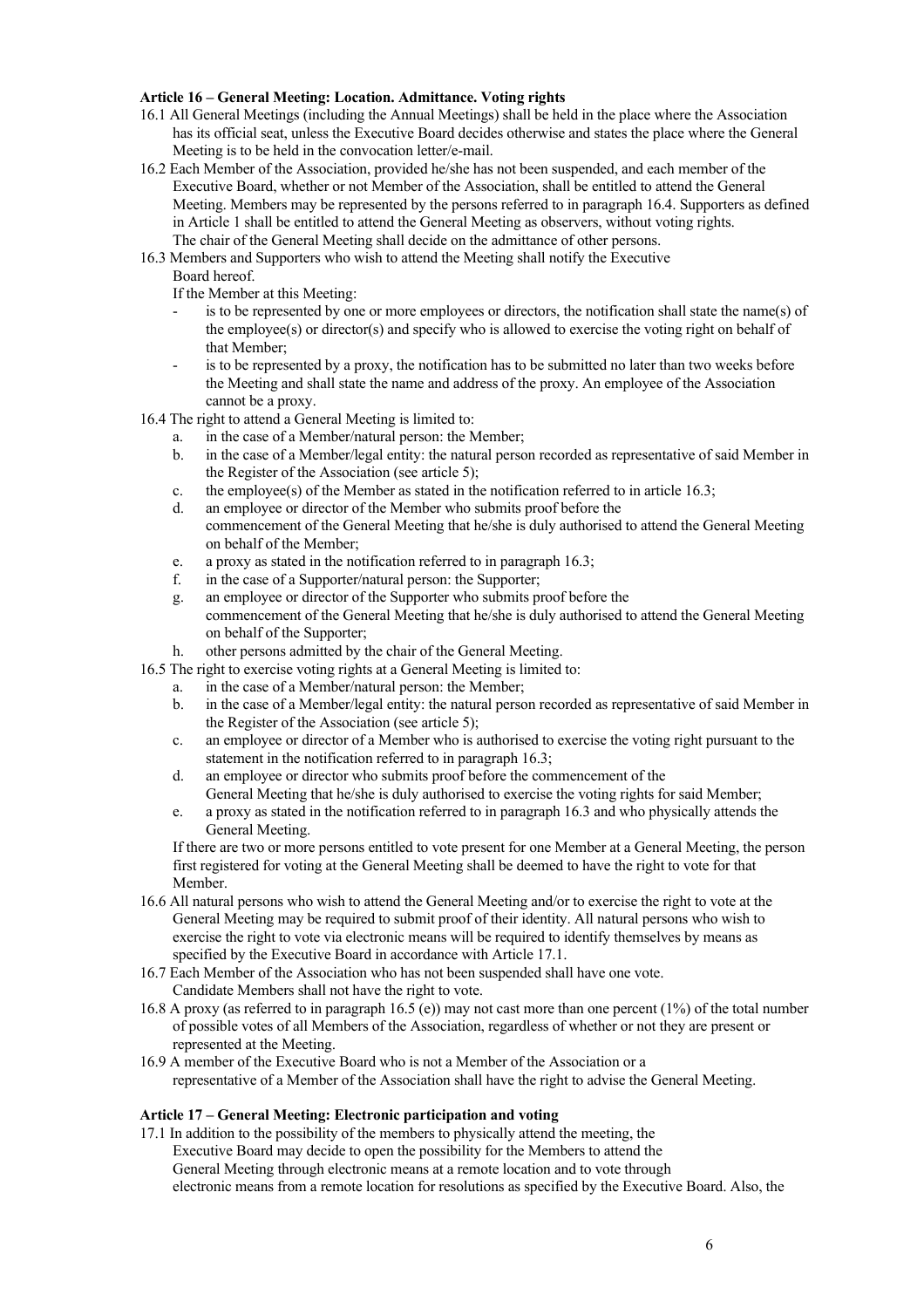**Article 16 – General Meeting: Location. Admittance. Voting rights**

16.1 All General Meetings (including the Annual Meetings) shall be held in the place where the Association has its official seat, unless the Executive Board decides otherwise and states the place where the General Meeting is to be held in the convocation letter/e-mail.

16.2 Each Member of the Association, provided he/she has not been suspended, and each member of the Executive Board, whether or not Member of the Association, shall be entitled to attend the General Meeting. Members may be represented by the persons referred to in paragraph 16.4. Supporters as defined in Article 1 shall be entitled to attend the General Meeting as observers, without voting rights. The chair of the General Meeting shall decide on the admittance of other persons.

16.3 Members and Supporters who wish to attend the Meeting shall notify the Executive Board hereof.
If the Member at this Meeting:

- is to be represented by one or more employees or directors, the notification shall state the name(s) of the employee(s) or director(s) and specify who is allowed to exercise the voting right on behalf of that Member;
- is to be represented by a proxy, the notification has to be submitted no later than two weeks before the Meeting and shall state the name and address of the proxy. An employee of the Association cannot be a proxy.

16.4 The right to attend a General Meeting is limited to:

a. in the case of a Member/natural person: the Member;
b. in the case of a Member/legal entity: the natural person recorded as representative of said Member in the Register of the Association (see article 5);
c. the employee(s) of the Member as stated in the notification referred to in article 16.3;
d. an employee or director of the Member who submits proof before the commencement of the General Meeting that he/she is duly authorised to attend the General Meeting on behalf of the Member;
e. a proxy as stated in the notification referred to in paragraph 16.3;
f. in the case of a Supporter/natural person: the Supporter;
g. an employee or director of the Supporter who submits proof before the commencement of the General Meeting that he/she is duly authorised to attend the General Meeting on behalf of the Supporter;
h. other persons admitted by the chair of the General Meeting.

16.5 The right to exercise voting rights at a General Meeting is limited to:

a. in the case of a Member/natural person: the Member;
b. in the case of a Member/legal entity: the natural person recorded as representative of said Member in the Register of the Association (see article 5);
c. an employee or director of a Member who is authorised to exercise the voting right pursuant to the statement in the notification referred to in paragraph 16.3;
d. an employee or director who submits proof before the commencement of the General Meeting that he/she is duly authorised to exercise the voting rights for said Member;
e. a proxy as stated in the notification referred to in paragraph 16.3 and who physically attends the General Meeting.

If there are two or more persons entitled to vote present for one Member at a General Meeting, the person first registered for voting at the General Meeting shall be deemed to have the right to vote for that Member.

16.6 All natural persons who wish to attend the General Meeting and/or to exercise the right to vote at the General Meeting may be required to submit proof of their identity. All natural persons who wish to exercise the right to vote via electronic means will be required to identify themselves by means as specified by the Executive Board in accordance with Article 17.1.

16.7 Each Member of the Association who has not been suspended shall have one vote.
Candidate Members shall not have the right to vote.

16.8 A proxy (as referred to in paragraph 16.5 (e)) may not cast more than one percent (1%) of the total number of possible votes of all Members of the Association, regardless of whether or not they are present or represented at the Meeting.

16.9 A member of the Executive Board who is not a Member of the Association or a representative of a Member of the Association shall have the right to advise the General Meeting.

**Article 17 – General Meeting: Electronic participation and voting**

17.1 In addition to the possibility of the members to physically attend the meeting, the Executive Board may decide to open the possibility for the Members to attend the General Meeting through electronic means at a remote location and to vote through electronic means from a remote location for resolutions as specified by the Executive Board. Also, the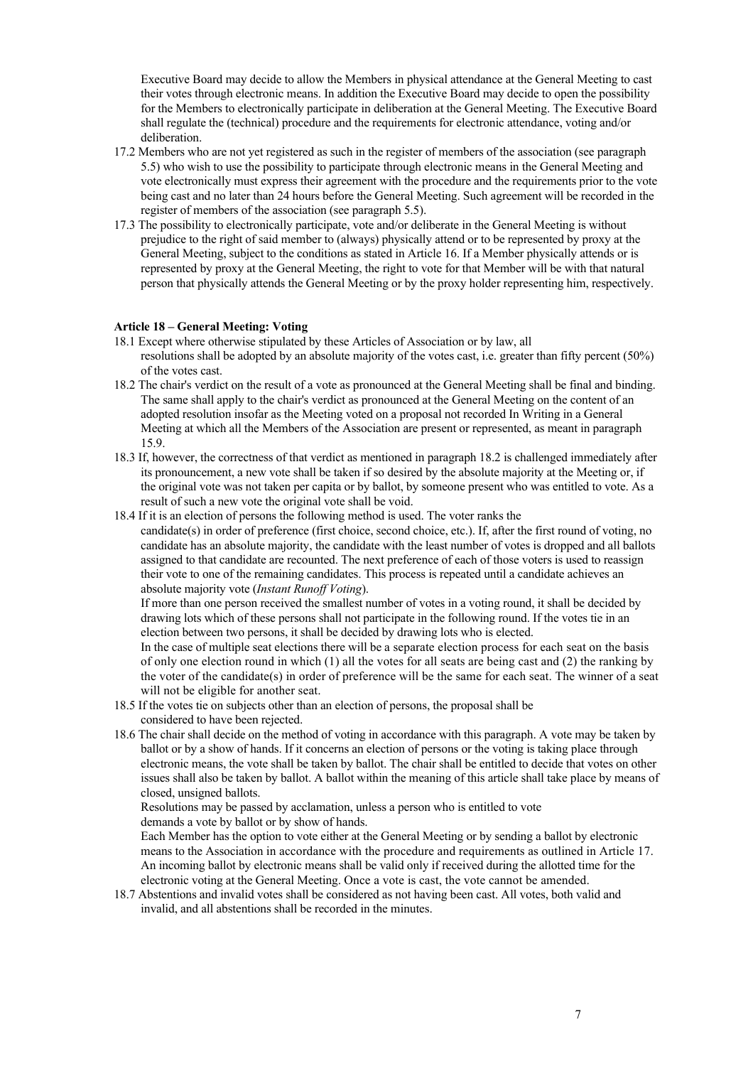Executive Board may decide to allow the Members in physical attendance at the General Meeting to cast their votes through electronic means. In addition the Executive Board may decide to open the possibility for the Members to electronically participate in deliberation at the General Meeting. The Executive Board shall regulate the (technical) procedure and the requirements for electronic attendance, voting and/or deliberation.

17.2 Members who are not yet registered as such in the register of members of the association (see paragraph 5.5) who wish to use the possibility to participate through electronic means in the General Meeting and vote electronically must express their agreement with the procedure and the requirements prior to the vote being cast and no later than 24 hours before the General Meeting. Such agreement will be recorded in the register of members of the association (see paragraph 5.5).

17.3 The possibility to electronically participate, vote and/or deliberate in the General Meeting is without prejudice to the right of said member to (always) physically attend or to be represented by proxy at the General Meeting, subject to the conditions as stated in Article 16. If a Member physically attends or is represented by proxy at the General Meeting, the right to vote for that Member will be with that natural person that physically attends the General Meeting or by the proxy holder representing him, respectively.

**Article 18 – General Meeting: Voting**

18.1 Except where otherwise stipulated by these Articles of Association or by law, all resolutions shall be adopted by an absolute majority of the votes cast, i.e. greater than fifty percent (50%) of the votes cast.

18.2 The chair's verdict on the result of a vote as pronounced at the General Meeting shall be final and binding. The same shall apply to the chair's verdict as pronounced at the General Meeting on the content of an adopted resolution insofar as the Meeting voted on a proposal not recorded In Writing in a General Meeting at which all the Members of the Association are present or represented, as meant in paragraph 15.9.

18.3 If, however, the correctness of that verdict as mentioned in paragraph 18.2 is challenged immediately after its pronouncement, a new vote shall be taken if so desired by the absolute majority at the Meeting or, if the original vote was not taken per capita or by ballot, by someone present who was entitled to vote. As a result of such a new vote the original vote shall be void.

18.4 If it is an election of persons the following method is used. The voter ranks the candidate(s) in order of preference (first choice, second choice, etc.). If, after the first round of voting, no candidate has an absolute majority, the candidate with the least number of votes is dropped and all ballots assigned to that candidate are recounted. The next preference of each of those voters is used to reassign their vote to one of the remaining candidates. This process is repeated until a candidate achieves an absolute majority vote (*Instant Runoff Voting*).

If more than one person received the smallest number of votes in a voting round, it shall be decided by drawing lots which of these persons shall not participate in the following round. If the votes tie in an election between two persons, it shall be decided by drawing lots who is elected.

In the case of multiple seat elections there will be a separate election process for each seat on the basis of only one election round in which (1) all the votes for all seats are being cast and (2) the ranking by the voter of the candidate(s) in order of preference will be the same for each seat. The winner of a seat will not be eligible for another seat.

18.5 If the votes tie on subjects other than an election of persons, the proposal shall be considered to have been rejected.

18.6 The chair shall decide on the method of voting in accordance with this paragraph. A vote may be taken by ballot or by a show of hands. If it concerns an election of persons or the voting is taking place through electronic means, the vote shall be taken by ballot. The chair shall be entitled to decide that votes on other issues shall also be taken by ballot. A ballot within the meaning of this article shall take place by means of closed, unsigned ballots.

Resolutions may be passed by acclamation, unless a person who is entitled to vote demands a vote by ballot or by show of hands.

Each Member has the option to vote either at the General Meeting or by sending a ballot by electronic means to the Association in accordance with the procedure and requirements as outlined in Article 17. An incoming ballot by electronic means shall be valid only if received during the allotted time for the electronic voting at the General Meeting. Once a vote is cast, the vote cannot be amended.

18.7 Abstentions and invalid votes shall be considered as not having been cast. All votes, both valid and invalid, and all abstentions shall be recorded in the minutes.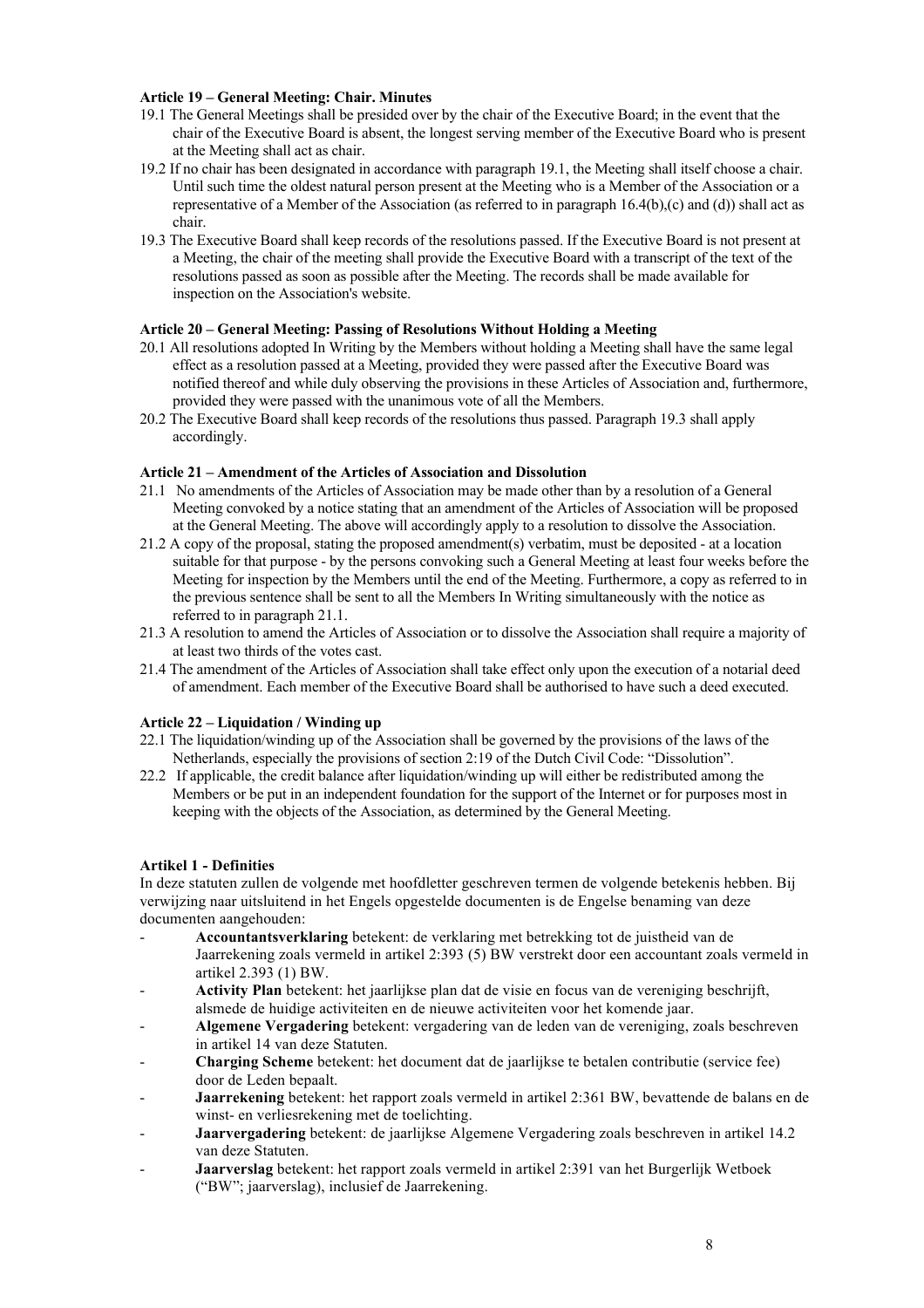**Article 19 – General Meeting: Chair. Minutes**

19.1 The General Meetings shall be presided over by the chair of the Executive Board; in the event that the chair of the Executive Board is absent, the longest serving member of the Executive Board who is present at the Meeting shall act as chair.

19.2 If no chair has been designated in accordance with paragraph 19.1, the Meeting shall itself choose a chair. Until such time the oldest natural person present at the Meeting who is a Member of the Association or a representative of a Member of the Association (as referred to in paragraph 16.4(b),(c) and (d)) shall act as chair.

19.3 The Executive Board shall keep records of the resolutions passed. If the Executive Board is not present at a Meeting, the chair of the meeting shall provide the Executive Board with a transcript of the text of the resolutions passed as soon as possible after the Meeting. The records shall be made available for inspection on the Association's website.

**Article 20 – General Meeting: Passing of Resolutions Without Holding a Meeting**

20.1 All resolutions adopted In Writing by the Members without holding a Meeting shall have the same legal effect as a resolution passed at a Meeting, provided they were passed after the Executive Board was notified thereof and while duly observing the provisions in these Articles of Association and, furthermore, provided they were passed with the unanimous vote of all the Members.

20.2 The Executive Board shall keep records of the resolutions thus passed. Paragraph 19.3 shall apply accordingly.

**Article 21 – Amendment of the Articles of Association and Dissolution**

21.1 No amendments of the Articles of Association may be made other than by a resolution of a General Meeting convoked by a notice stating that an amendment of the Articles of Association will be proposed at the General Meeting. The above will accordingly apply to a resolution to dissolve the Association.

21.2 A copy of the proposal, stating the proposed amendment(s) verbatim, must be deposited - at a location suitable for that purpose - by the persons convoking such a General Meeting at least four weeks before the Meeting for inspection by the Members until the end of the Meeting. Furthermore, a copy as referred to in the previous sentence shall be sent to all the Members In Writing simultaneously with the notice as referred to in paragraph 21.1.

21.3 A resolution to amend the Articles of Association or to dissolve the Association shall require a majority of at least two thirds of the votes cast.

21.4 The amendment of the Articles of Association shall take effect only upon the execution of a notarial deed of amendment. Each member of the Executive Board shall be authorised to have such a deed executed.

**Article 22 – Liquidation / Winding up**

22.1 The liquidation/winding up of the Association shall be governed by the provisions of the laws of the Netherlands, especially the provisions of section 2:19 of the Dutch Civil Code: "Dissolution".

22.2 If applicable, the credit balance after liquidation/winding up will either be redistributed among the Members or be put in an independent foundation for the support of the Internet or for purposes most in keeping with the objects of the Association, as determined by the General Meeting.

**Artikel 1 - Definities**

In deze statuten zullen de volgende met hoofdletter geschreven termen de volgende betekenis hebben. Bij verwijzing naar uitsluitend in het Engels opgestelde documenten is de Engelse benaming van deze documenten aangehouden:

- **Accountantsverklaring** betekent: de verklaring met betrekking tot de juistheid van de Jaarrekening zoals vermeld in artikel 2:393 (5) BW verstrekt door een accountant zoals vermeld in artikel 2.393 (1) BW.
- **Activity Plan** betekent: het jaarlijkse plan dat de visie en focus van de vereniging beschrijft, alsmede de huidige activiteiten en de nieuwe activiteiten voor het komende jaar.
- **Algemene Vergadering** betekent: vergadering van de leden van de vereniging, zoals beschreven in artikel 14 van deze Statuten.
- **Charging Scheme** betekent: het document dat de jaarlijkse te betalen contributie (service fee) door de Leden bepaalt.
- **Jaarrekening** betekent: het rapport zoals vermeld in artikel 2:361 BW, bevattende de balans en de winst- en verliesrekening met de toelichting.
- **Jaarvergadering** betekent: de jaarlijkse Algemene Vergadering zoals beschreven in artikel 14.2 van deze Statuten.
- **Jaarverslag** betekent: het rapport zoals vermeld in artikel 2:391 van het Burgerlijk Wetboek ("BW"; jaarverslag), inclusief de Jaarrekening.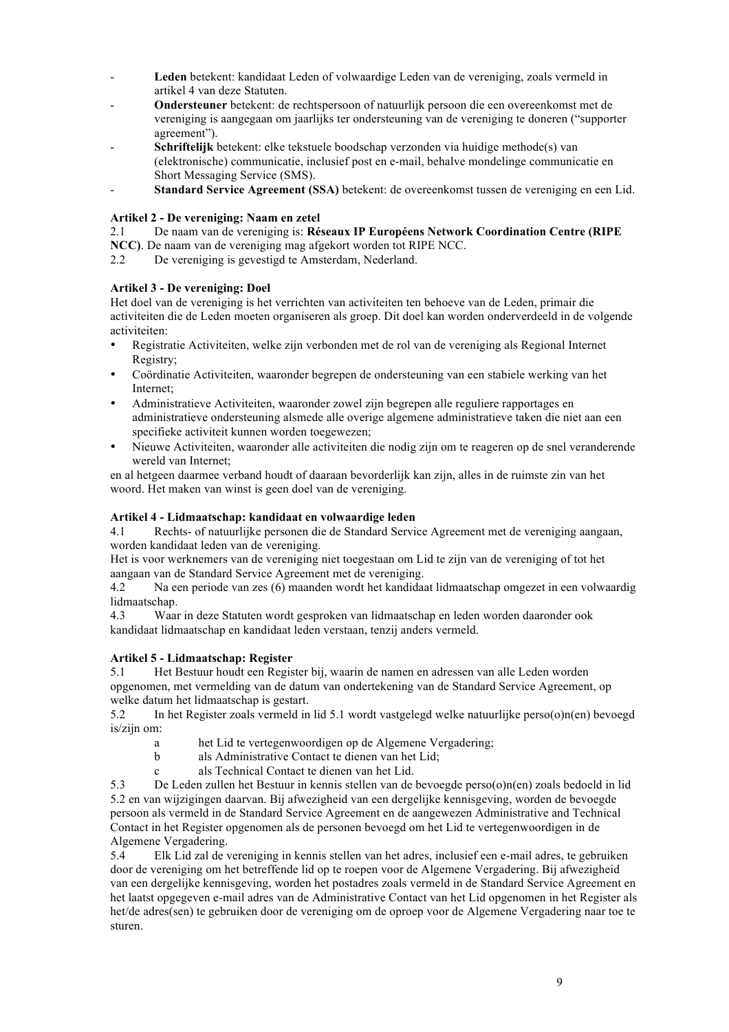- **Leden** betekent: kandidaat Leden of volwaardige Leden van de vereniging, zoals vermeld in artikel 4 van deze Statuten.
- **Ondersteuner** betekent: de rechtspersoon of natuurlijk persoon die een overeenkomst met de vereniging is aangegaan om jaarlijks ter ondersteuning van de vereniging te doneren ("supporter agreement").
- **Schriftelijk** betekent: elke tekstuele boodschap verzonden via huidige methode(s) van (elektronische) communicatie, inclusief post en e-mail, behalve mondelinge communicatie en Short Messaging Service (SMS).
- **Standard Service Agreement (SSA)** betekent: de overeenkomst tussen de vereniging en een Lid.

**Artikel 2 - De vereniging: Naam en zetel**

2.1 De naam van de vereniging is: **Réseaux IP Européens Network Coordination Centre (RIPE NCC)**. De naam van de vereniging mag afgekort worden tot RIPE NCC.

2.2 De vereniging is gevestigd te Amsterdam, Nederland.

**Artikel 3 - De vereniging: Doel**

Het doel van de vereniging is het verrichten van activiteiten ten behoeve van de Leden, primair die activiteiten die de Leden moeten organiseren als groep. Dit doel kan worden onderverdeeld in de volgende activiteiten:

- Registratie Activiteiten, welke zijn verbonden met de rol van de vereniging als Regional Internet Registry;
- Coördinatie Activiteiten, waaronder begrepen de ondersteuning van een stabiele werking van het Internet;
- Administratieve Activiteiten, waaronder zowel zijn begrepen alle reguliere rapportages en administratieve ondersteuning alsmede alle overige algemene administratieve taken die niet aan een specifieke activiteit kunnen worden toegewezen;
- Nieuwe Activiteiten, waaronder alle activiteiten die nodig zijn om te reageren op de snel veranderende wereld van Internet;

en al hetgeen daarmee verband houdt of daaraan bevorderlijk kan zijn, alles in de ruimste zin van het woord. Het maken van winst is geen doel van de vereniging.

**Artikel 4 - Lidmaatschap: kandidaat en volwaardige leden**

4.1 Rechts- of natuurlijke personen die de Standard Service Agreement met de vereniging aangaan, worden kandidaat leden van de vereniging.
Het is voor werknemers van de vereniging niet toegestaan om Lid te zijn van de vereniging of tot het aangaan van de Standard Service Agreement met de vereniging.

4.2 Na een periode van zes (6) maanden wordt het kandidaat lidmaatschap omgezet in een volwaardig lidmaatschap.

4.3 Waar in deze Statuten wordt gesproken van lidmaatschap en leden worden daaronder ook kandidaat lidmaatschap en kandidaat leden verstaan, tenzij anders vermeld.

**Artikel 5 - Lidmaatschap: Register**

5.1 Het Bestuur houdt een Register bij, waarin de namen en adressen van alle Leden worden opgenomen, met vermelding van de datum van ondertekening van de Standard Service Agreement, op welke datum het lidmaatschap is gestart.

5.2 In het Register zoals vermeld in lid 5.1 wordt vastgelegd welke natuurlijke perso(o)n(en) bevoegd is/zijn om:

a het Lid te vertegenwoordigen op de Algemene Vergadering;
b als Administrative Contact te dienen van het Lid;
c als Technical Contact te dienen van het Lid.

5.3 De Leden zullen het Bestuur in kennis stellen van de bevoegde perso(o)n(en) zoals bedoeld in lid 5.2 en van wijzigingen daarvan. Bij afwezigheid van een dergelijke kennisgeving, worden de bevoegde persoon als vermeld in de Standard Service Agreement en de aangewezen Administrative and Technical Contact in het Register opgenomen als de personen bevoegd om het Lid te vertegenwoordigen in de Algemene Vergadering.

5.4 Elk Lid zal de vereniging in kennis stellen van het adres, inclusief een e-mail adres, te gebruiken door de vereniging om het betreffende lid op te roepen voor de Algemene Vergadering. Bij afwezigheid van een dergelijke kennisgeving, worden het postadres zoals vermeld in de Standard Service Agreement en het laatst opgegeven e-mail adres van de Administrative Contact van het Lid opgenomen in het Register als het/de adres(sen) te gebruiken door de vereniging om de oproep voor de Algemene Vergadering naar toe te sturen.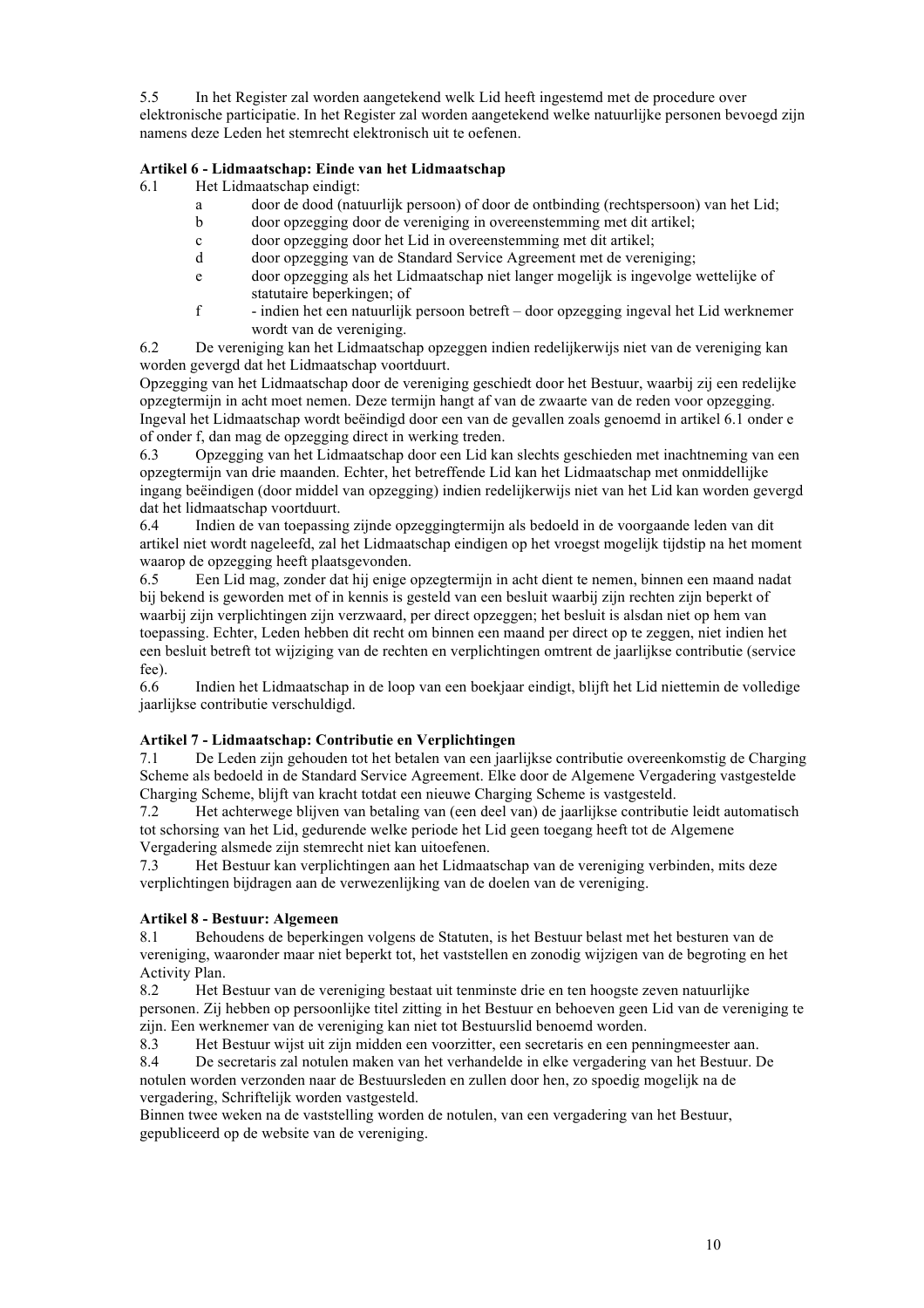5.5 In het Register zal worden aangetekend welk Lid heeft ingestemd met de procedure over elektronische participatie. In het Register zal worden aangetekend welke natuurlijke personen bevoegd zijn namens deze Leden het stemrecht elektronisch uit te oefenen.

**Artikel 6 - Lidmaatschap: Einde van het Lidmaatschap**

6.1 Het Lidmaatschap eindigt:

- a door de dood (natuurlijk persoon) of door de ontbinding (rechtspersoon) van het Lid;
- b door opzegging door de vereniging in overeenstemming met dit artikel;
- c door opzegging door het Lid in overeenstemming met dit artikel;
- d door opzegging van de Standard Service Agreement met de vereniging;
- e door opzegging als het Lidmaatschap niet langer mogelijk is ingevolge wettelijke of statutaire beperkingen; of
- f - indien het een natuurlijk persoon betreft – door opzegging ingeval het Lid werknemer wordt van de vereniging.

6.2 De vereniging kan het Lidmaatschap opzeggen indien redelijkerwijs niet van de vereniging kan worden gevergd dat het Lidmaatschap voortduurt.
Opzegging van het Lidmaatschap door de vereniging geschiedt door het Bestuur, waarbij zij een redelijke opzegtermijn in acht moet nemen. Deze termijn hangt af van de zwaarte van de reden voor opzegging. Ingeval het Lidmaatschap wordt beëindigd door een van de gevallen zoals genoemd in artikel 6.1 onder e of onder f, dan mag de opzegging direct in werking treden.

6.3 Opzegging van het Lidmaatschap door een Lid kan slechts geschieden met inachtneming van een opzegtermijn van drie maanden. Echter, het betreffende Lid kan het Lidmaatschap met onmiddellijke ingang beëindigen (door middel van opzegging) indien redelijkerwijs niet van het Lid kan worden gevergd dat het lidmaatschap voortduurt.

6.4 Indien de van toepassing zijnde opzeggingtermijn als bedoeld in de voorgaande leden van dit artikel niet wordt nageleefd, zal het Lidmaatschap eindigen op het vroegst mogelijk tijdstip na het moment waarop de opzegging heeft plaatsgevonden.

6.5 Een Lid mag, zonder dat hij enige opzegtermijn in acht dient te nemen, binnen een maand nadat bij bekend is geworden met of in kennis is gesteld van een besluit waarbij zijn rechten zijn beperkt of waarbij zijn verplichtingen zijn verzwaard, per direct opzeggen; het besluit is alsdan niet op hem van toepassing. Echter, Leden hebben dit recht om binnen een maand per direct op te zeggen, niet indien het een besluit betreft tot wijziging van de rechten en verplichtingen omtrent de jaarlijkse contributie (service fee).

6.6 Indien het Lidmaatschap in de loop van een boekjaar eindigt, blijft het Lid niettemin de volledige jaarlijkse contributie verschuldigd.

**Artikel 7 - Lidmaatschap: Contributie en Verplichtingen**

7.1 De Leden zijn gehouden tot het betalen van een jaarlijkse contributie overeenkomstig de Charging Scheme als bedoeld in de Standard Service Agreement. Elke door de Algemene Vergadering vastgestelde Charging Scheme, blijft van kracht totdat een nieuwe Charging Scheme is vastgesteld.

7.2 Het achterwege blijven van betaling van (een deel van) de jaarlijkse contributie leidt automatisch tot schorsing van het Lid, gedurende welke periode het Lid geen toegang heeft tot de Algemene Vergadering alsmede zijn stemrecht niet kan uitoefenen.

7.3 Het Bestuur kan verplichtingen aan het Lidmaatschap van de vereniging verbinden, mits deze verplichtingen bijdragen aan de verwezenlijking van de doelen van de vereniging.

**Artikel 8 - Bestuur: Algemeen**

8.1 Behoudens de beperkingen volgens de Statuten, is het Bestuur belast met het besturen van de vereniging, waaronder maar niet beperkt tot, het vaststellen en zonodig wijzigen van de begroting en het Activity Plan.

8.2 Het Bestuur van de vereniging bestaat uit tenminste drie en ten hoogste zeven natuurlijke personen. Zij hebben op persoonlijke titel zitting in het Bestuur en behoeven geen Lid van de vereniging te zijn. Een werknemer van de vereniging kan niet tot Bestuurslid benoemd worden.

8.3 Het Bestuur wijst uit zijn midden een voorzitter, een secretaris en een penningmeester aan.

8.4 De secretaris zal notulen maken van het verhandelde in elke vergadering van het Bestuur. De notulen worden verzonden naar de Bestuursleden en zullen door hen, zo spoedig mogelijk na de vergadering, Schriftelijk worden vastgesteld.
Binnen twee weken na de vaststelling worden de notulen, van een vergadering van het Bestuur, gepubliceerd op de website van de vereniging.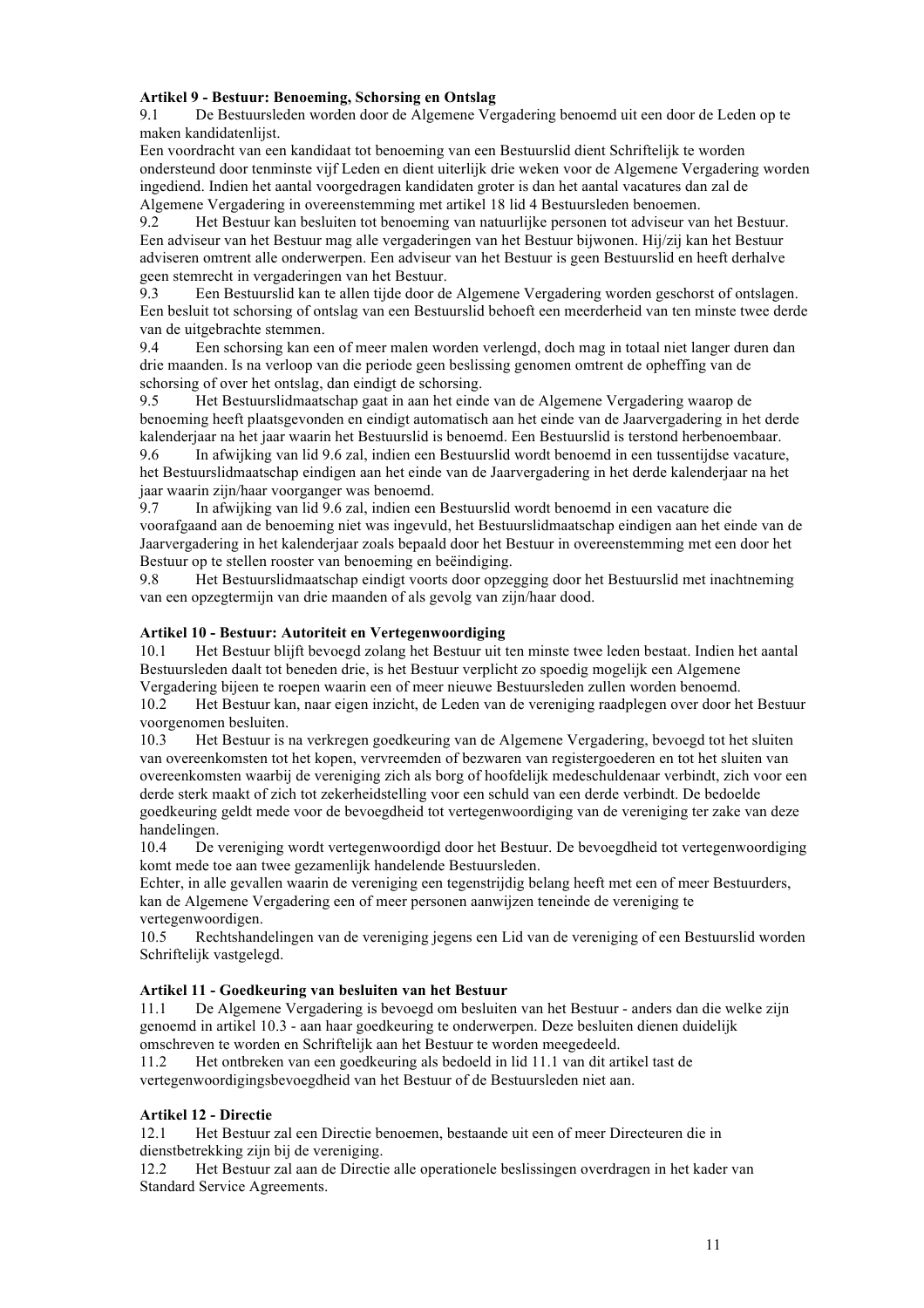**Artikel 9 - Bestuur: Benoeming, Schorsing en Ontslag**

9.1 De Bestuursleden worden door de Algemene Vergadering benoemd uit een door de Leden op te maken kandidatenlijst.

Een voordracht van een kandidaat tot benoeming van een Bestuurslid dient Schriftelijk te worden ondersteund door tenminste vijf Leden en dient uiterlijk drie weken voor de Algemene Vergadering worden ingediend. Indien het aantal voorgedragen kandidaten groter is dan het aantal vacatures dan zal de Algemene Vergadering in overeenstemming met artikel 18 lid 4 Bestuursleden benoemen.

9.2 Het Bestuur kan besluiten tot benoeming van natuurlijke personen tot adviseur van het Bestuur. Een adviseur van het Bestuur mag alle vergaderingen van het Bestuur bijwonen. Hij/zij kan het Bestuur adviseren omtrent alle onderwerpen. Een adviseur van het Bestuur is geen Bestuurslid en heeft derhalve geen stemrecht in vergaderingen van het Bestuur.

9.3 Een Bestuurslid kan te allen tijde door de Algemene Vergadering worden geschorst of ontslagen. Een besluit tot schorsing of ontslag van een Bestuurslid behoeft een meerderheid van ten minste twee derde van de uitgebrachte stemmen.

9.4 Een schorsing kan een of meer malen worden verlengd, doch mag in totaal niet langer duren dan drie maanden. Is na verloop van die periode geen beslissing genomen omtrent de opheffing van de schorsing of over het ontslag, dan eindigt de schorsing.

9.5 Het Bestuurslidmaatschap gaat in aan het einde van de Algemene Vergadering waarop de benoeming heeft plaatsgevonden en eindigt automatisch aan het einde van de Jaarvergadering in het derde kalenderjaar na het jaar waarin het Bestuurslid is benoemd. Een Bestuurslid is terstond herbenoembaar.

9.6 In afwijking van lid 9.6 zal, indien een Bestuurslid wordt benoemd in een tussentijdse vacature, het Bestuurslidmaatschap eindigen aan het einde van de Jaarvergadering in het derde kalenderjaar na het jaar waarin zijn/haar voorganger was benoemd.

9.7 In afwijking van lid 9.6 zal, indien een Bestuurslid wordt benoemd in een vacature die voorafgaand aan de benoeming niet was ingevuld, het Bestuurslidmaatschap eindigen aan het einde van de Jaarvergadering in het kalenderjaar zoals bepaald door het Bestuur in overeenstemming met een door het Bestuur op te stellen rooster van benoeming en beëindiging.

9.8 Het Bestuurslidmaatschap eindigt voorts door opzegging door het Bestuurslid met inachtneming van een opzegtermijn van drie maanden of als gevolg van zijn/haar dood.

**Artikel 10 - Bestuur: Autoriteit en Vertegenwoordiging**

10.1 Het Bestuur blijft bevoegd zolang het Bestuur uit ten minste twee leden bestaat. Indien het aantal Bestuursleden daalt tot beneden drie, is het Bestuur verplicht zo spoedig mogelijk een Algemene Vergadering bijeen te roepen waarin een of meer nieuwe Bestuursleden zullen worden benoemd.

10.2 Het Bestuur kan, naar eigen inzicht, de Leden van de vereniging raadplegen over door het Bestuur voorgenomen besluiten.

10.3 Het Bestuur is na verkregen goedkeuring van de Algemene Vergadering, bevoegd tot het sluiten van overeenkomsten tot het kopen, vervreemden of bezwaren van registergoederen en tot het sluiten van overeenkomsten waarbij de vereniging zich als borg of hoofdelijk medeschuldenaar verbindt, zich voor een derde sterk maakt of zich tot zekerheidstelling voor een schuld van een derde verbindt. De bedoelde goedkeuring geldt mede voor de bevoegdheid tot vertegenwoordiging van de vereniging ter zake van deze handelingen.

10.4 De vereniging wordt vertegenwoordigd door het Bestuur. De bevoegdheid tot vertegenwoordiging komt mede toe aan twee gezamenlijk handelende Bestuursleden.

Echter, in alle gevallen waarin de vereniging een tegenstrijdig belang heeft met een of meer Bestuurders, kan de Algemene Vergadering een of meer personen aanwijzen teneinde de vereniging te vertegenwoordigen.

10.5 Rechtshandelingen van de vereniging jegens een Lid van de vereniging of een Bestuurslid worden Schriftelijk vastgelegd.

**Artikel 11 - Goedkeuring van besluiten van het Bestuur**

11.1 De Algemene Vergadering is bevoegd om besluiten van het Bestuur - anders dan die welke zijn genoemd in artikel 10.3 - aan haar goedkeuring te onderwerpen. Deze besluiten dienen duidelijk omschreven te worden en Schriftelijk aan het Bestuur te worden meegedeeld.

11.2 Het ontbreken van een goedkeuring als bedoeld in lid 11.1 van dit artikel tast de vertegenwoordigingsbevoegdheid van het Bestuur of de Bestuursleden niet aan.

**Artikel 12 - Directie**

12.1 Het Bestuur zal een Directie benoemen, bestaande uit een of meer Directeuren die in dienstbetrekking zijn bij de vereniging.

12.2 Het Bestuur zal aan de Directie alle operationele beslissingen overdragen in het kader van Standard Service Agreements.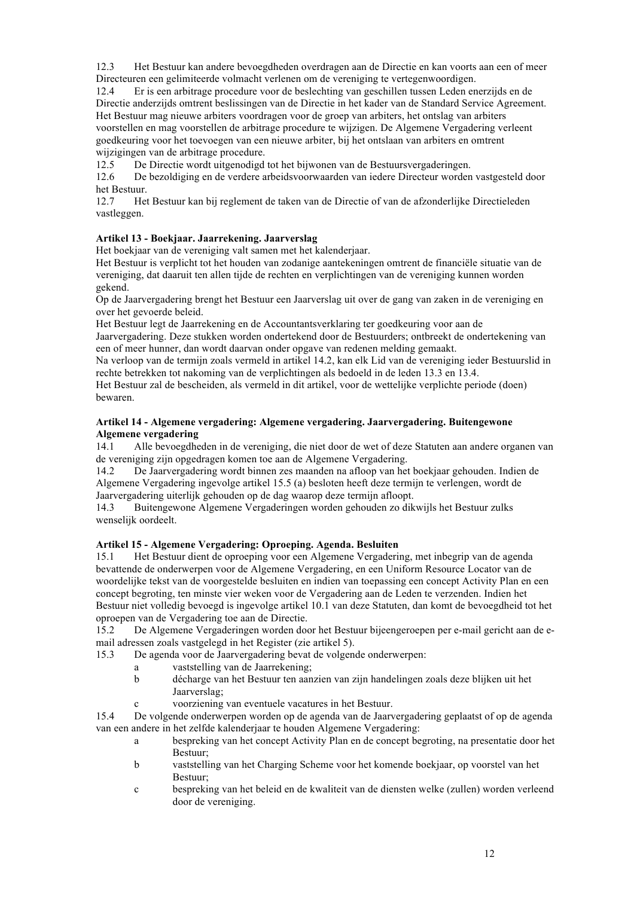12.3 Het Bestuur kan andere bevoegdheden overdragen aan de Directie en kan voorts aan een of meer Directeuren een gelimiteerde volmacht verlenen om de vereniging te vertegenwoordigen.

12.4 Er is een arbitrage procedure voor de beslechting van geschillen tussen Leden enerzijds en de Directie anderzijds omtrent beslissingen van de Directie in het kader van de Standard Service Agreement. Het Bestuur mag nieuwe arbiters voordragen voor de groep van arbiters, het ontslag van arbiters voorstellen en mag voorstellen de arbitrage procedure te wijzigen. De Algemene Vergadering verleent goedkeuring voor het toevoegen van een nieuwe arbiter, bij het ontslaan van arbiters en omtrent wijzigingen van de arbitrage procedure.

12.5 De Directie wordt uitgenodigd tot het bijwonen van de Bestuursvergaderingen.

12.6 De bezoldiging en de verdere arbeidsvoorwaarden van iedere Directeur worden vastgesteld door het Bestuur.

12.7 Het Bestuur kan bij reglement de taken van de Directie of van de afzonderlijke Directieleden vastleggen.

**Artikel 13 - Boekjaar. Jaarrekening. Jaarverslag**

Het boekjaar van de vereniging valt samen met het kalenderjaar.

Het Bestuur is verplicht tot het houden van zodanige aantekeningen omtrent de financiële situatie van de vereniging, dat daaruit ten allen tijde de rechten en verplichtingen van de vereniging kunnen worden gekend.

Op de Jaarvergadering brengt het Bestuur een Jaarverslag uit over de gang van zaken in de vereniging en over het gevoerde beleid.

Het Bestuur legt de Jaarrekening en de Accountantsverklaring ter goedkeuring voor aan de Jaarvergadering. Deze stukken worden ondertekend door de Bestuurders; ontbreekt de ondertekening van een of meer hunner, dan wordt daarvan onder opgave van redenen melding gemaakt.

Na verloop van de termijn zoals vermeld in artikel 14.2, kan elk Lid van de vereniging ieder Bestuurslid in rechte betrekken tot nakoming van de verplichtingen als bedoeld in de leden 13.3 en 13.4.

Het Bestuur zal de bescheiden, als vermeld in dit artikel, voor de wettelijke verplichte periode (doen) bewaren.

**Artikel 14 - Algemene vergadering: Algemene vergadering. Jaarvergadering. Buitengewone Algemene vergadering**

14.1 Alle bevoegdheden in de vereniging, die niet door de wet of deze Statuten aan andere organen van de vereniging zijn opgedragen komen toe aan de Algemene Vergadering.

14.2 De Jaarvergadering wordt binnen zes maanden na afloop van het boekjaar gehouden. Indien de Algemene Vergadering ingevolge artikel 15.5 (a) besloten heeft deze termijn te verlengen, wordt de Jaarvergadering uiterlijk gehouden op de dag waarop deze termijn afloopt.

14.3 Buitengewone Algemene Vergaderingen worden gehouden zo dikwijls het Bestuur zulks wenselijk oordeelt.

**Artikel 15 - Algemene Vergadering: Oproeping. Agenda. Besluiten**

15.1 Het Bestuur dient de oproeping voor een Algemene Vergadering, met inbegrip van de agenda bevattende de onderwerpen voor de Algemene Vergadering, en een Uniform Resource Locator van de woordelijke tekst van de voorgestelde besluiten en indien van toepassing een concept Activity Plan en een concept begroting, ten minste vier weken voor de Vergadering aan de Leden te verzenden. Indien het Bestuur niet volledig bevoegd is ingevolge artikel 10.1 van deze Statuten, dan komt de bevoegdheid tot het oproepen van de Vergadering toe aan de Directie.

15.2 De Algemene Vergaderingen worden door het Bestuur bijeengeroepen per e-mail gericht aan de e-mail adressen zoals vastgelegd in het Register (zie artikel 5).

15.3 De agenda voor de Jaarvergadering bevat de volgende onderwerpen:

- a vaststelling van de Jaarrekening;
- b décharge van het Bestuur ten aanzien van zijn handelingen zoals deze blijken uit het Jaarverslag;
- c voorziening van eventuele vacatures in het Bestuur.

15.4 De volgende onderwerpen worden op de agenda van de Jaarvergadering geplaatst of op de agenda van een andere in het zelfde kalenderjaar te houden Algemene Vergadering:

- a bespreking van het concept Activity Plan en de concept begroting, na presentatie door het Bestuur;
- b vaststelling van het Charging Scheme voor het komende boekjaar, op voorstel van het Bestuur;
- c bespreking van het beleid en de kwaliteit van de diensten welke (zullen) worden verleend door de vereniging.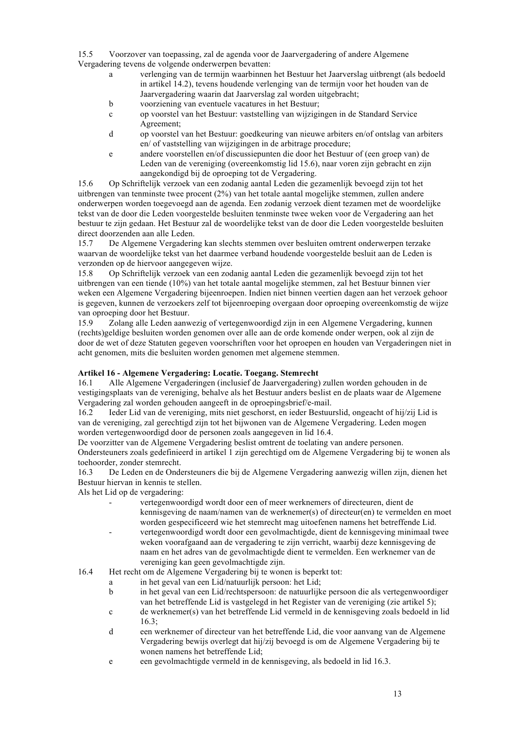15.5 Voorzover van toepassing, zal de agenda voor de Jaarvergadering of andere Algemene Vergadering tevens de volgende onderwerpen bevatten:

- a verlenging van de termijn waarbinnen het Bestuur het Jaarverslag uitbrengt (als bedoeld in artikel 14.2), tevens houdende verlenging van de termijn voor het houden van de Jaarvergadering waarin dat Jaarverslag zal worden uitgebracht;
- b voorziening van eventuele vacatures in het Bestuur;
- c op voorstel van het Bestuur: vaststelling van wijzigingen in de Standard Service Agreement;
- d op voorstel van het Bestuur: goedkeuring van nieuwe arbiters en/of ontslag van arbiters en/ of vaststelling van wijzigingen in de arbitrage procedure;
- e andere voorstellen en/of discussiepunten die door het Bestuur of (een groep van) de Leden van de vereniging (overeenkomstig lid 15.6), naar voren zijn gebracht en zijn aangekondigd bij de oproeping tot de Vergadering.

15.6 Op Schriftelijk verzoek van een zodanig aantal Leden die gezamenlijk bevoegd zijn tot het uitbrengen van tenminste twee procent (2%) van het totale aantal mogelijke stemmen, zullen andere onderwerpen worden toegevoegd aan de agenda. Een zodanig verzoek dient tezamen met de woordelijke tekst van de door die Leden voorgestelde besluiten tenminste twee weken voor de Vergadering aan het bestuur te zijn gedaan. Het Bestuur zal de woordelijke tekst van de door die Leden voorgestelde besluiten direct doorzenden aan alle Leden.

15.7 De Algemene Vergadering kan slechts stemmen over besluiten omtrent onderwerpen terzake waarvan de woordelijke tekst van het daarmee verband houdende voorgestelde besluit aan de Leden is verzonden op de hiervoor aangegeven wijze.

15.8 Op Schriftelijk verzoek van een zodanig aantal Leden die gezamenlijk bevoegd zijn tot het uitbrengen van een tiende (10%) van het totale aantal mogelijke stemmen, zal het Bestuur binnen vier weken een Algemene Vergadering bijeenroepen. Indien niet binnen veertien dagen aan het verzoek gehoor is gegeven, kunnen de verzoekers zelf tot bijeenroeping overgaan door oproeping overeenkomstig de wijze van oproeping door het Bestuur.

15.9 Zolang alle Leden aanwezig of vertegenwoordigd zijn in een Algemene Vergadering, kunnen (rechts)geldige besluiten worden genomen over alle aan de orde komende onder werpen, ook al zijn de door de wet of deze Statuten gegeven voorschriften voor het oproepen en houden van Vergaderingen niet in acht genomen, mits die besluiten worden genomen met algemene stemmen.

**Artikel 16 - Algemene Vergadering: Locatie. Toegang. Stemrecht**

16.1 Alle Algemene Vergaderingen (inclusief de Jaarvergadering) zullen worden gehouden in de vestigingsplaats van de vereniging, behalve als het Bestuur anders beslist en de plaats waar de Algemene Vergadering zal worden gehouden aangeeft in de oproepingsbrief/e-mail.

16.2 Ieder Lid van de vereniging, mits niet geschorst, en ieder Bestuurslid, ongeacht of hij/zij Lid is van de vereniging, zal gerechtigd zijn tot het bijwonen van de Algemene Vergadering. Leden mogen worden vertegenwoordigd door de personen zoals aangegeven in lid 16.4.
De voorzitter van de Algemene Vergadering beslist omtrent de toelating van andere personen. Ondersteuners zoals gedefinieerd in artikel 1 zijn gerechtigd om de Algemene Vergadering bij te wonen als toehoorder, zonder stemrecht.

16.3 De Leden en de Ondersteuners die bij de Algemene Vergadering aanwezig willen zijn, dienen het Bestuur hiervan in kennis te stellen.
Als het Lid op de vergadering:

- vertegenwoordigd wordt door een of meer werknemers of directeuren, dient de kennisgeving de naam/namen van de werknemer(s) of directeur(en) te vermelden en moet worden gespecificeerd wie het stemrecht mag uitoefenen namens het betreffende Lid.
- vertegenwoordigd wordt door een gevolmachtigde, dient de kennisgeving minimaal twee weken voorafgaand aan de vergadering te zijn verricht, waarbij deze kennisgeving de naam en het adres van de gevolmachtigde dient te vermelden. Een werknemer van de vereniging kan geen gevolmachtigde zijn.

16.4 Het recht om de Algemene Vergadering bij te wonen is beperkt tot:

- a in het geval van een Lid/natuurlijk persoon: het Lid;
- b in het geval van een Lid/rechtspersoon: de natuurlijke persoon die als vertegenwoordiger van het betreffende Lid is vastgelegd in het Register van de vereniging (zie artikel 5);
- c de werknemer(s) van het betreffende Lid vermeld in de kennisgeving zoals bedoeld in lid 16.3;
- d een werknemer of directeur van het betreffende Lid, die voor aanvang van de Algemene Vergadering bewijs overlegt dat hij/zij bevoegd is om de Algemene Vergadering bij te wonen namens het betreffende Lid;
- e een gevolmachtigde vermeld in de kennisgeving, als bedoeld in lid 16.3.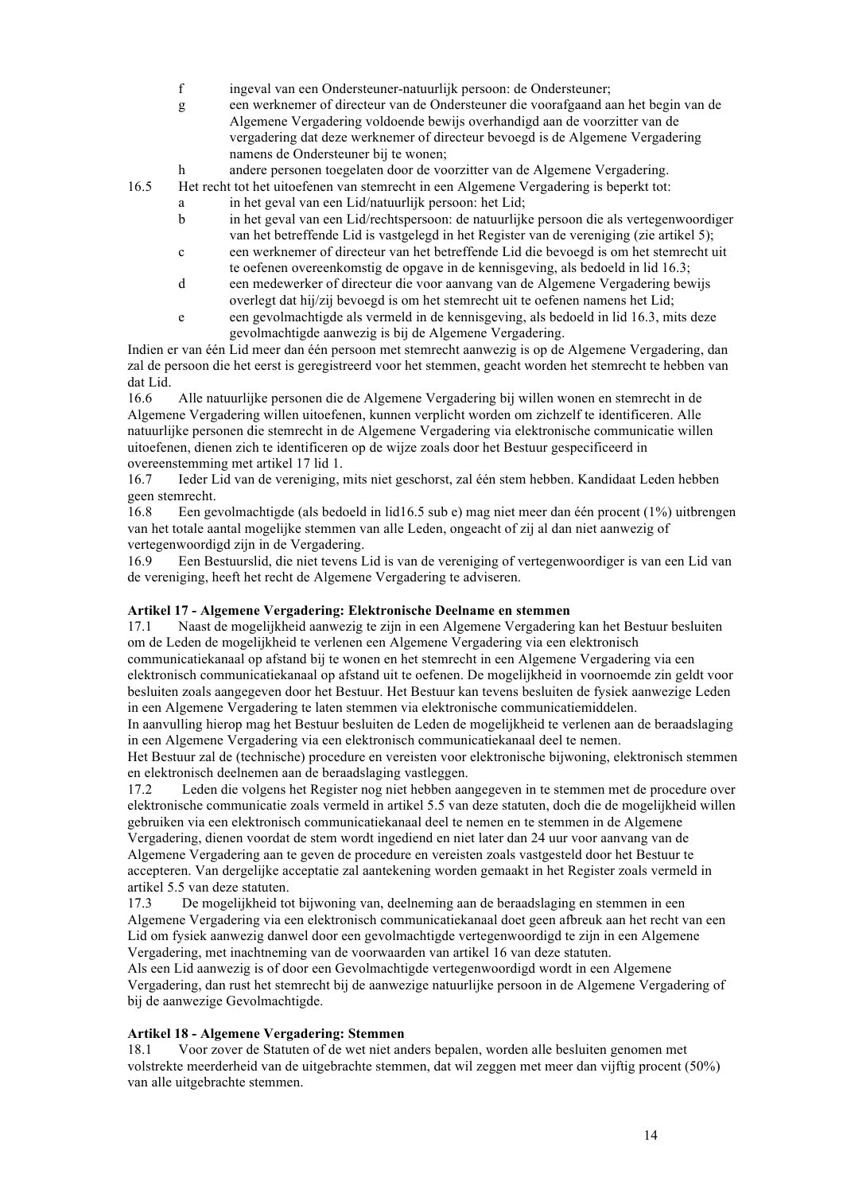f ingeval van een Ondersteuner-natuurlijk persoon: de Ondersteuner;

g een werknemer of directeur van de Ondersteuner die voorafgaand aan het begin van de Algemene Vergadering voldoende bewijs overhandigd aan de voorzitter van de vergadering dat deze werknemer of directeur bevoegd is de Algemene Vergadering namens de Ondersteuner bij te wonen;

h andere personen toegelaten door de voorzitter van de Algemene Vergadering.

16.5 Het recht tot het uitoefenen van stemrecht in een Algemene Vergadering is beperkt tot:

a in het geval van een Lid/natuurlijk persoon: het Lid;

b in het geval van een Lid/rechtspersoon: de natuurlijke persoon die als vertegenwoordiger van het betreffende Lid is vastgelegd in het Register van de vereniging (zie artikel 5);

c een werknemer of directeur van het betreffende Lid die bevoegd is om het stemrecht uit te oefenen overeenkomstig de opgave in de kennisgeving, als bedoeld in lid 16.3;

d een medewerker of directeur die voor aanvang van de Algemene Vergadering bewijs overlegt dat hij/zij bevoegd is om het stemrecht uit te oefenen namens het Lid;

e een gevolmachtigde als vermeld in de kennisgeving, als bedoeld in lid 16.3, mits deze gevolmachtigde aanwezig is bij de Algemene Vergadering.

Indien er van één Lid meer dan één persoon met stemrecht aanwezig is op de Algemene Vergadering, dan zal de persoon die het eerst is geregistreerd voor het stemmen, geacht worden het stemrecht te hebben van dat Lid.

16.6 Alle natuurlijke personen die de Algemene Vergadering bij willen wonen en stemrecht in de Algemene Vergadering willen uitoefenen, kunnen verplicht worden om zichzelf te identificeren. Alle natuurlijke personen die stemrecht in de Algemene Vergadering via elektronische communicatie willen uitoefenen, dienen zich te identificeren op de wijze zoals door het Bestuur gespecificeerd in overeenstemming met artikel 17 lid 1.

16.7 Ieder Lid van de vereniging, mits niet geschorst, zal één stem hebben. Kandidaat Leden hebben geen stemrecht.

16.8 Een gevolmachtigde (als bedoeld in lid16.5 sub e) mag niet meer dan één procent (1%) uitbrengen van het totale aantal mogelijke stemmen van alle Leden, ongeacht of zij al dan niet aanwezig of vertegenwoordigd zijn in de Vergadering.

16.9 Een Bestuurslid, die niet tevens Lid is van de vereniging of vertegenwoordiger is van een Lid van de vereniging, heeft het recht de Algemene Vergadering te adviseren.

**Artikel 17 - Algemene Vergadering: Elektronische Deelname en stemmen**

17.1 Naast de mogelijkheid aanwezig te zijn in een Algemene Vergadering kan het Bestuur besluiten om de Leden de mogelijkheid te verlenen een Algemene Vergadering via een elektronisch communicatiekanaal op afstand bij te wonen en het stemrecht in een Algemene Vergadering via een elektronisch communicatiekanaal op afstand uit te oefenen. De mogelijkheid in voornoemde zin geldt voor besluiten zoals aangegeven door het Bestuur. Het Bestuur kan tevens besluiten de fysiek aanwezige Leden in een Algemene Vergadering te laten stemmen via elektronische communicatiemiddelen.

In aanvulling hierop mag het Bestuur besluiten de Leden de mogelijkheid te verlenen aan de beraadslaging in een Algemene Vergadering via een elektronisch communicatiekanaal deel te nemen.

Het Bestuur zal de (technische) procedure en vereisten voor elektronische bijwoning, elektronisch stemmen en elektronisch deelnemen aan de beraadslaging vastleggen.

17.2 Leden die volgens het Register nog niet hebben aangegeven in te stemmen met de procedure over elektronische communicatie zoals vermeld in artikel 5.5 van deze statuten, doch die de mogelijkheid willen gebruiken via een elektronisch communicatiekanaal deel te nemen en te stemmen in de Algemene Vergadering, dienen voordat de stem wordt ingediend en niet later dan 24 uur voor aanvang van de Algemene Vergadering aan te geven de procedure en vereisten zoals vastgesteld door het Bestuur te accepteren. Van dergelijke acceptatie zal aantekening worden gemaakt in het Register zoals vermeld in artikel 5.5 van deze statuten.

17.3 De mogelijkheid tot bijwoning van, deelneming aan de beraadslaging en stemmen in een Algemene Vergadering via een elektronisch communicatiekanaal doet geen afbreuk aan het recht van een Lid om fysiek aanwezig danwel door een gevolmachtigde vertegenwoordigd te zijn in een Algemene Vergadering, met inachtneming van de voorwaarden van artikel 16 van deze statuten.

Als een Lid aanwezig is of door een Gevolmachtigde vertegenwoordigd wordt in een Algemene Vergadering, dan rust het stemrecht bij de aanwezige natuurlijke persoon in de Algemene Vergadering of bij de aanwezige Gevolmachtigde.

**Artikel 18 - Algemene Vergadering: Stemmen**

18.1 Voor zover de Statuten of de wet niet anders bepalen, worden alle besluiten genomen met volstrekte meerderheid van de uitgebrachte stemmen, dat wil zeggen met meer dan vijftig procent (50%) van alle uitgebrachte stemmen.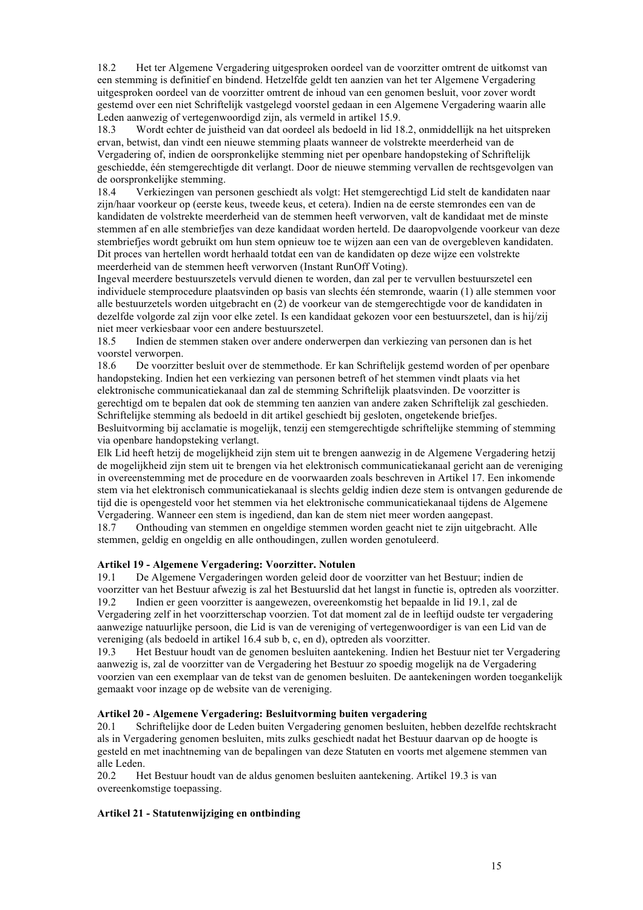18.2 Het ter Algemene Vergadering uitgesproken oordeel van de voorzitter omtrent de uitkomst van een stemming is definitief en bindend. Hetzelfde geldt ten aanzien van het ter Algemene Vergadering uitgesproken oordeel van de voorzitter omtrent de inhoud van een genomen besluit, voor zover wordt gestemd over een niet Schriftelijk vastgelegd voorstel gedaan in een Algemene Vergadering waarin alle Leden aanwezig of vertegenwoordigd zijn, als vermeld in artikel 15.9.

18.3 Wordt echter de juistheid van dat oordeel als bedoeld in lid 18.2, onmiddellijk na het uitspreken ervan, betwist, dan vindt een nieuwe stemming plaats wanneer de volstrekte meerderheid van de Vergadering of, indien de oorspronkelijke stemming niet per openbare handopsteking of Schriftelijk geschiedde, één stemgerechtigde dit verlangt. Door de nieuwe stemming vervallen de rechtsgevolgen van de oorspronkelijke stemming.

18.4 Verkiezingen van personen geschiedt als volgt: Het stemgerechtigd Lid stelt de kandidaten naar zijn/haar voorkeur op (eerste keus, tweede keus, et cetera). Indien na de eerste stemrondes een van de kandidaten de volstrekte meerderheid van de stemmen heeft verworven, valt de kandidaat met de minste stemmen af en alle stembriefjes van deze kandidaat worden herteld. De daaropvolgende voorkeur van deze stembriefjes wordt gebruikt om hun stem opnieuw toe te wijzen aan een van de overgebleven kandidaten. Dit proces van hertellen wordt herhaald totdat een van de kandidaten op deze wijze een volstrekte meerderheid van de stemmen heeft verworven (Instant RunOff Voting).

Ingeval meerdere bestuurszetels vervuld dienen te worden, dan zal per te vervullen bestuurszetel een individuele stemprocedure plaatsvinden op basis van slechts één stemronde, waarin (1) alle stemmen voor alle bestuurzetels worden uitgebracht en (2) de voorkeur van de stemgerechtigde voor de kandidaten in dezelfde volgorde zal zijn voor elke zetel. Is een kandidaat gekozen voor een bestuurszetel, dan is hij/zij niet meer verkiesbaar voor een andere bestuurszetel.

18.5 Indien de stemmen staken over andere onderwerpen dan verkiezing van personen dan is het voorstel verworpen.

18.6 De voorzitter besluit over de stemmethode. Er kan Schriftelijk gestemd worden of per openbare handopsteking. Indien het een verkiezing van personen betreft of het stemmen vindt plaats via het elektronische communicatiekanaal dan zal de stemming Schriftelijk plaatsvinden. De voorzitter is gerechtigd om te bepalen dat ook de stemming ten aanzien van andere zaken Schriftelijk zal geschieden. Schriftelijke stemming als bedoeld in dit artikel geschiedt bij gesloten, ongetekende briefjes. Besluitvorming bij acclamatie is mogelijk, tenzij een stemgerechtigde schriftelijke stemming of stemming via openbare handopsteking verlangt.

Elk Lid heeft hetzij de mogelijkheid zijn stem uit te brengen aanwezig in de Algemene Vergadering hetzij de mogelijkheid zijn stem uit te brengen via het elektronisch communicatiekanaal gericht aan de vereniging in overeenstemming met de procedure en de voorwaarden zoals beschreven in Artikel 17. Een inkomende stem via het elektronisch communicatiekanaal is slechts geldig indien deze stem is ontvangen gedurende de tijd die is opengesteld voor het stemmen via het elektronische communicatiekanaal tijdens de Algemene Vergadering. Wanneer een stem is ingediend, dan kan de stem niet meer worden aangepast.

18.7 Onthouding van stemmen en ongeldige stemmen worden geacht niet te zijn uitgebracht. Alle stemmen, geldig en ongeldig en alle onthoudingen, zullen worden genotuleerd.

**Artikel 19 - Algemene Vergadering: Voorzitter. Notulen**

19.1 De Algemene Vergaderingen worden geleid door de voorzitter van het Bestuur; indien de voorzitter van het Bestuur afwezig is zal het Bestuurslid dat het langst in functie is, optreden als voorzitter.

19.2 Indien er geen voorzitter is aangewezen, overeenkomstig het bepaalde in lid 19.1, zal de Vergadering zelf in het voorzitterschap voorzien. Tot dat moment zal de in leeftijd oudste ter vergadering aanwezige natuurlijke persoon, die Lid is van de vereniging of vertegenwoordiger is van een Lid van de vereniging (als bedoeld in artikel 16.4 sub b, c, en d), optreden als voorzitter.

19.3 Het Bestuur houdt van de genomen besluiten aantekening. Indien het Bestuur niet ter Vergadering aanwezig is, zal de voorzitter van de Vergadering het Bestuur zo spoedig mogelijk na de Vergadering voorzien van een exemplaar van de tekst van de genomen besluiten. De aantekeningen worden toegankelijk gemaakt voor inzage op de website van de vereniging.

**Artikel 20 - Algemene Vergadering: Besluitvorming buiten vergadering**

20.1 Schriftelijke door de Leden buiten Vergadering genomen besluiten, hebben dezelfde rechtskracht als in Vergadering genomen besluiten, mits zulks geschiedt nadat het Bestuur daarvan op de hoogte is gesteld en met inachtneming van de bepalingen van deze Statuten en voorts met algemene stemmen van alle Leden.

20.2 Het Bestuur houdt van de aldus genomen besluiten aantekening. Artikel 19.3 is van overeenkomstige toepassing.

**Artikel 21 - Statutenwijziging en ontbinding**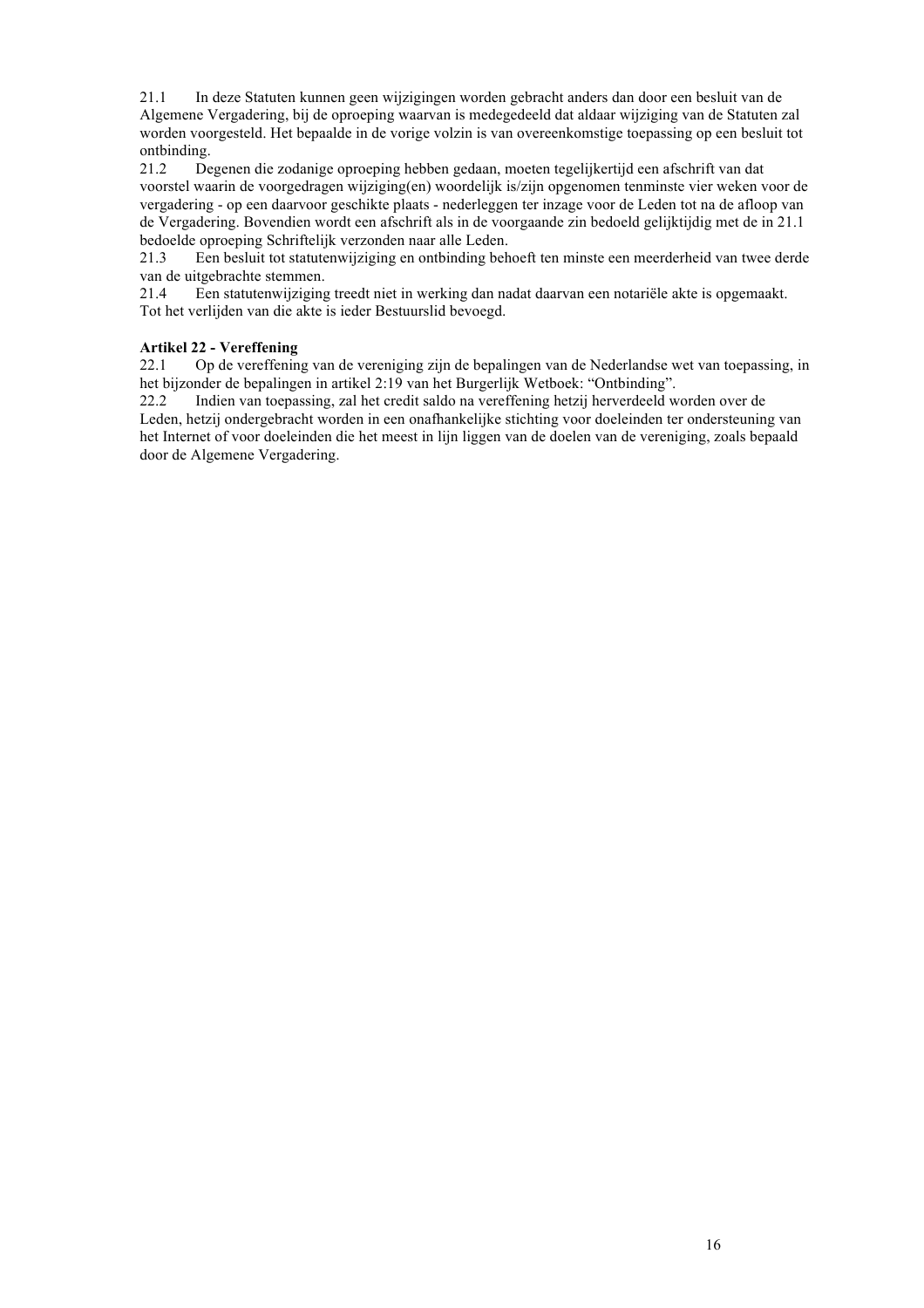21.1 In deze Statuten kunnen geen wijzigingen worden gebracht anders dan door een besluit van de Algemene Vergadering, bij de oproeping waarvan is medegedeeld dat aldaar wijziging van de Statuten zal worden voorgesteld. Het bepaalde in de vorige volzin is van overeenkomstige toepassing op een besluit tot ontbinding.

21.2 Degenen die zodanige oproeping hebben gedaan, moeten tegelijkertijd een afschrift van dat voorstel waarin de voorgedragen wijziging(en) woordelijk is/zijn opgenomen tenminste vier weken voor de vergadering - op een daarvoor geschikte plaats - nederleggen ter inzage voor de Leden tot na de afloop van de Vergadering. Bovendien wordt een afschrift als in de voorgaande zin bedoeld gelijktijdig met de in 21.1 bedoelde oproeping Schriftelijk verzonden naar alle Leden.

21.3 Een besluit tot statutenwijziging en ontbinding behoeft ten minste een meerderheid van twee derde van de uitgebrachte stemmen.

21.4 Een statutenwijziging treedt niet in werking dan nadat daarvan een notariële akte is opgemaakt. Tot het verlijden van die akte is ieder Bestuurslid bevoegd.

**Artikel 22 - Vereffening**

22.1 Op de vereffening van de vereniging zijn de bepalingen van de Nederlandse wet van toepassing, in het bijzonder de bepalingen in artikel 2:19 van het Burgerlijk Wetboek: “Ontbinding”.

22.2 Indien van toepassing, zal het credit saldo na vereffening hetzij herverdeeld worden over de Leden, hetzij ondergebracht worden in een onafhankelijke stichting voor doeleinden ter ondersteuning van het Internet of voor doeleinden die het meest in lijn liggen van de doelen van de vereniging, zoals bepaald door de Algemene Vergadering.